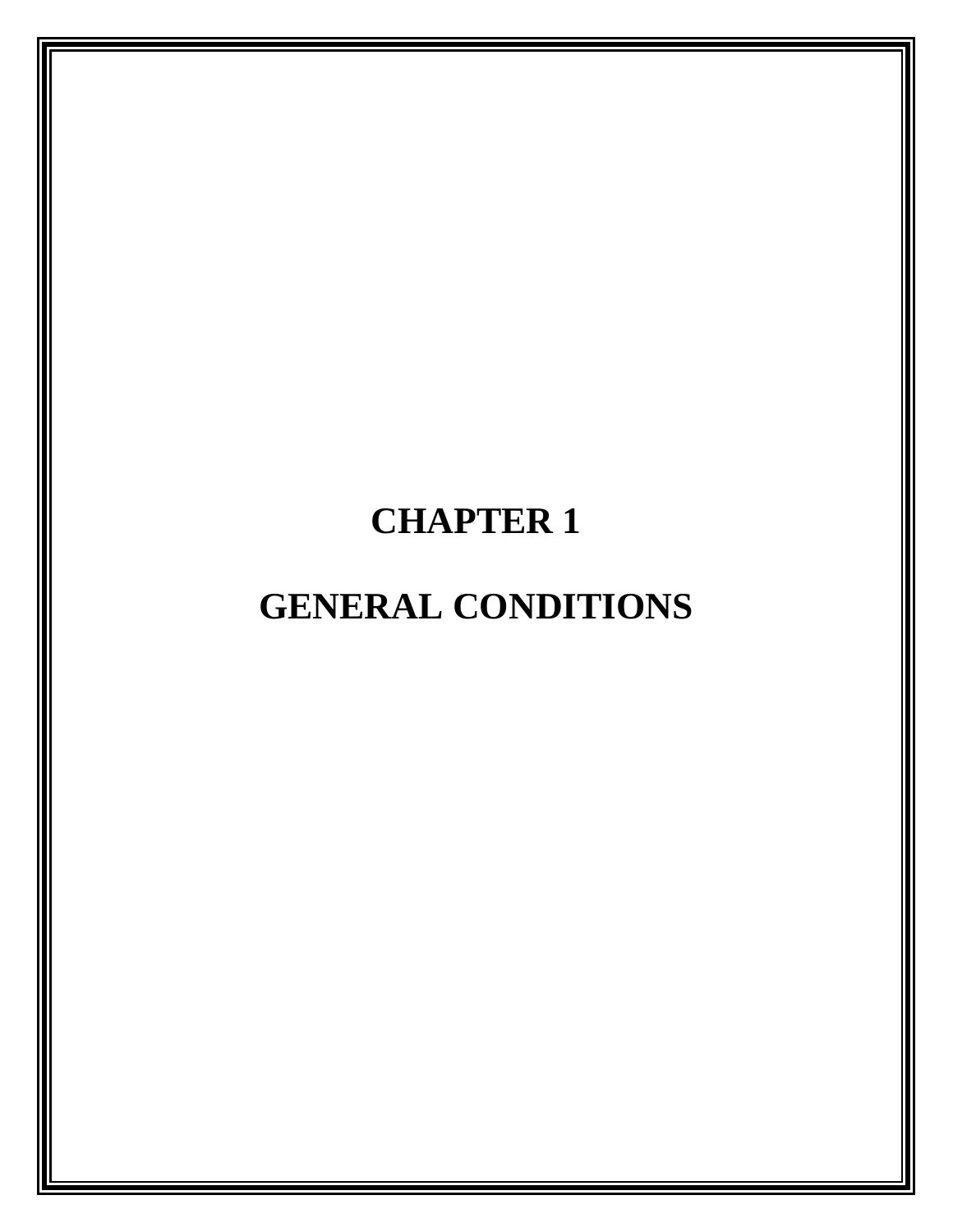# CHAPTER 1

# GENERAL CONDITIONS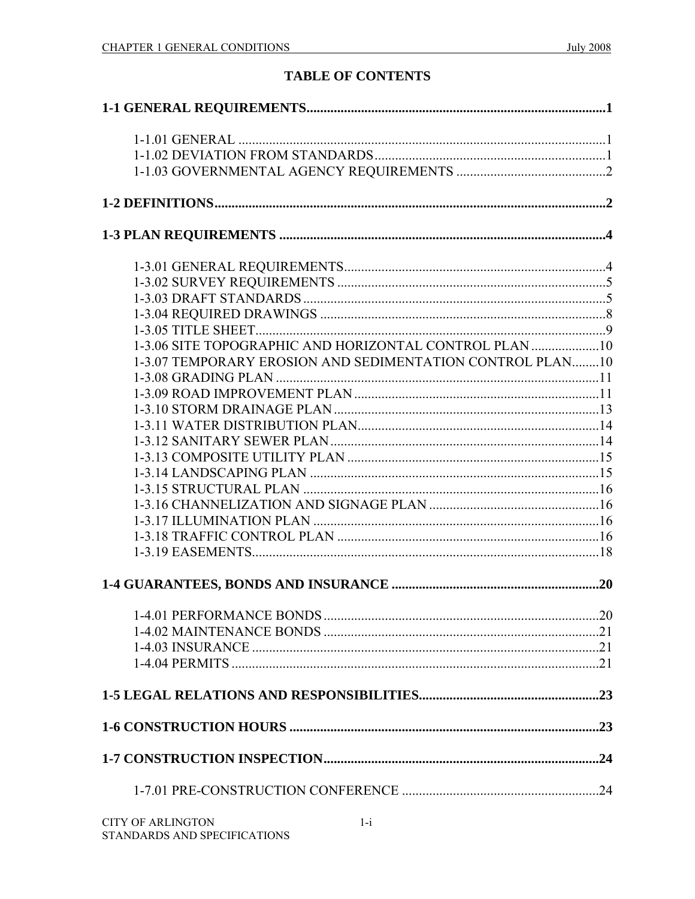# TABLE OF CONTENTS

**1-1 GENERAL REQUIREMENTS......................................................................................1**

- 1-1.01 GENERAL ............................................................................................................1
- 1-1.02 DEVIATION FROM STANDARDS....................................................................1
- 1-1.03 GOVERNMENTAL AGENCY REQUIREMENTS ............................................2

**1-2 DEFINITIONS...................................................................................................................2**

**1-3 PLAN REQUIREMENTS ...............................................................................................4**

- 1-3.01 GENERAL REQUIREMENTS............................................................................4
- 1-3.02 SURVEY REQUIREMENTS ...............................................................................5
- 1-3.03 DRAFT STANDARDS.........................................................................................5
- 1-3.04 REQUIRED DRAWINGS ....................................................................................8
- 1-3.05 TITLE SHEET.......................................................................................................9
- 1-3.06 SITE TOPOGRAPHIC AND HORIZONTAL CONTROL PLAN ....................10
- 1-3.07 TEMPORARY EROSION AND SEDIMENTATION CONTROL PLAN........10
- 1-3.08 GRADING PLAN ...............................................................................................11
- 1-3.09 ROAD IMPROVEMENT PLAN.......................................................................11
- 1-3.10 STORM DRAINAGE PLAN.............................................................................13
- 1-3.11 WATER DISTRIBUTION PLAN......................................................................14
- 1-3.12 SANITARY SEWER PLAN...............................................................................14
- 1-3.13 COMPOSITE UTILITY PLAN .........................................................................15
- 1-3.14 LANDSCAPING PLAN .....................................................................................15
- 1-3.15 STRUCTURAL PLAN .......................................................................................16
- 1-3.16 CHANNELIZATION AND SIGNAGE PLAN .................................................16
- 1-3.17 ILLUMINATION PLAN ...................................................................................16
- 1-3.18 TRAFFIC CONTROL PLAN .............................................................................16
- 1-3.19 EASEMENTS......................................................................................................18

**1-4 GUARANTEES, BONDS AND INSURANCE .............................................................20**

- 1-4.01 PERFORMANCE BONDS.................................................................................20
- 1-4.02 MAINTENANCE BONDS .................................................................................21
- 1-4.03 INSURANCE ......................................................................................................21
- 1-4.04 PERMITS ............................................................................................................21

**1-5 LEGAL RELATIONS AND RESPONSIBILITIES.....................................................23**

**1-6 CONSTRUCTION HOURS ...........................................................................................23**

**1-7 CONSTRUCTION INSPECTION.................................................................................24**

- 1-7.01 PRE-CONSTRUCTION CONFERENCE ..........................................................24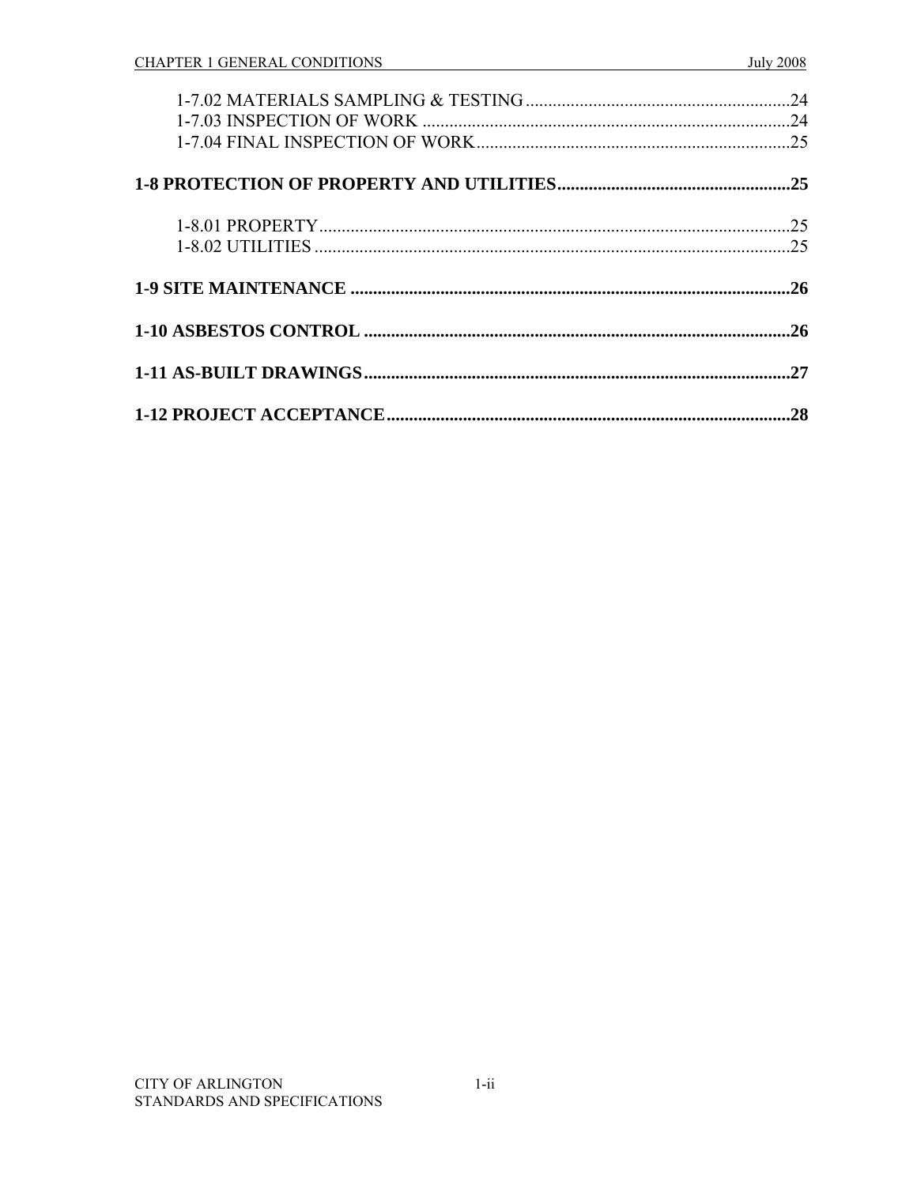1-7.02 MATERIALS SAMPLING & TESTING ........................................................... 24
1-7.03 INSPECTION OF WORK ................................................................................ 24
1-7.04 FINAL INSPECTION OF WORK .................................................................... 25

**1-8 PROTECTION OF PROPERTY AND UTILITIES ................................................... 25**

1-8.01 PROPERTY ..................................................................................................... 25
1-8.02 UTILITIES ....................................................................................................... 25

**1-9 SITE MAINTENANCE ............................................................................................ 26**

**1-10 ASBESTOS CONTROL .......................................................................................... 26**

**1-11 AS-BUILT DRAWINGS .......................................................................................... 27**

**1-12 PROJECT ACCEPTANCE ....................................................................................... 28**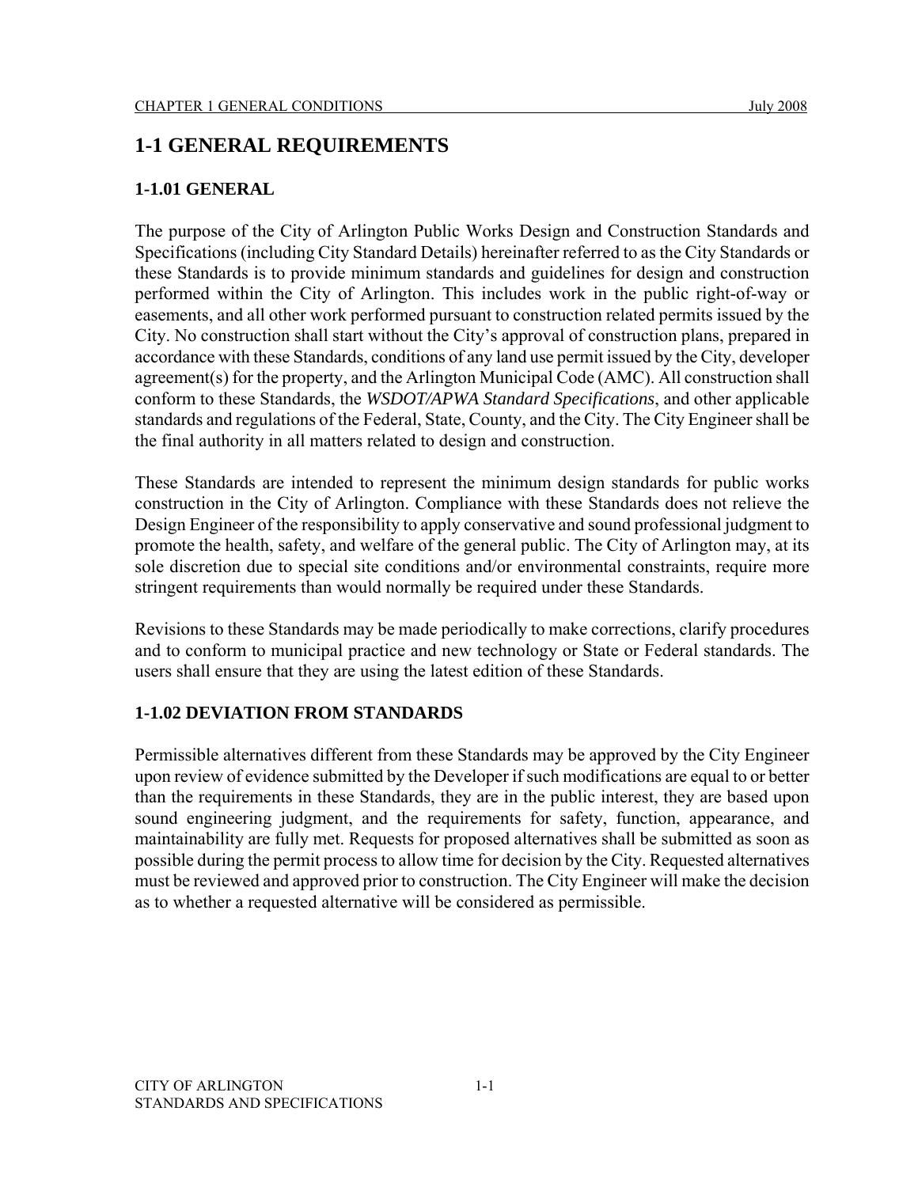# 1-1 GENERAL REQUIREMENTS

## 1-1.01 GENERAL

The purpose of the City of Arlington Public Works Design and Construction Standards and Specifications (including City Standard Details) hereinafter referred to as the City Standards or these Standards is to provide minimum standards and guidelines for design and construction performed within the City of Arlington. This includes work in the public right-of-way or easements, and all other work performed pursuant to construction related permits issued by the City. No construction shall start without the City's approval of construction plans, prepared in accordance with these Standards, conditions of any land use permit issued by the City, developer agreement(s) for the property, and the Arlington Municipal Code (AMC). All construction shall conform to these Standards, the *WSDOT/APWA Standard Specifications*, and other applicable standards and regulations of the Federal, State, County, and the City. The City Engineer shall be the final authority in all matters related to design and construction.

These Standards are intended to represent the minimum design standards for public works construction in the City of Arlington. Compliance with these Standards does not relieve the Design Engineer of the responsibility to apply conservative and sound professional judgment to promote the health, safety, and welfare of the general public. The City of Arlington may, at its sole discretion due to special site conditions and/or environmental constraints, require more stringent requirements than would normally be required under these Standards.

Revisions to these Standards may be made periodically to make corrections, clarify procedures and to conform to municipal practice and new technology or State or Federal standards. The users shall ensure that they are using the latest edition of these Standards.

## 1-1.02 DEVIATION FROM STANDARDS

Permissible alternatives different from these Standards may be approved by the City Engineer upon review of evidence submitted by the Developer if such modifications are equal to or better than the requirements in these Standards, they are in the public interest, they are based upon sound engineering judgment, and the requirements for safety, function, appearance, and maintainability are fully met. Requests for proposed alternatives shall be submitted as soon as possible during the permit process to allow time for decision by the City. Requested alternatives must be reviewed and approved prior to construction. The City Engineer will make the decision as to whether a requested alternative will be considered as permissible.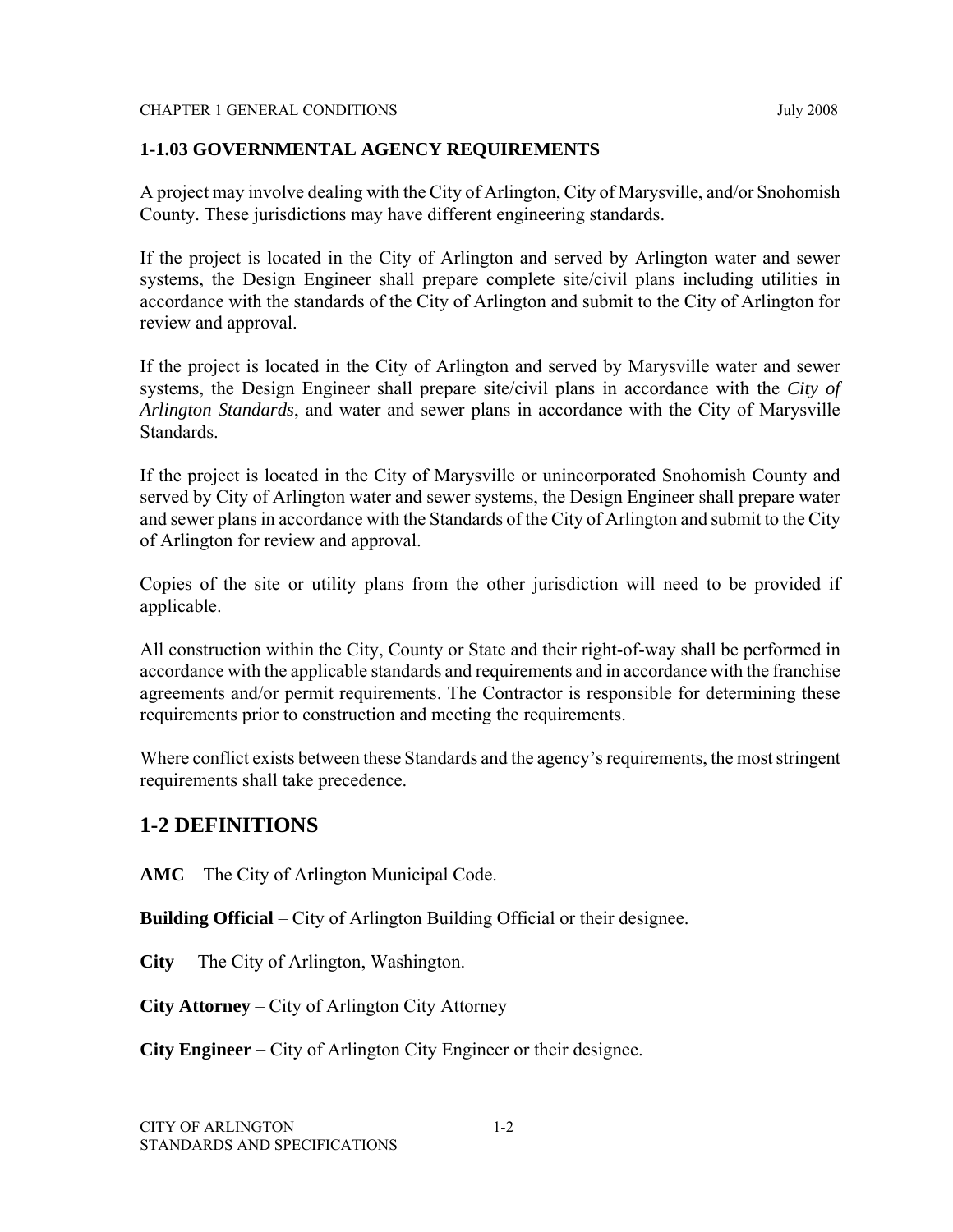### 1-1.03 GOVERNMENTAL AGENCY REQUIREMENTS

A project may involve dealing with the City of Arlington, City of Marysville, and/or Snohomish County. These jurisdictions may have different engineering standards.

If the project is located in the City of Arlington and served by Arlington water and sewer systems, the Design Engineer shall prepare complete site/civil plans including utilities in accordance with the standards of the City of Arlington and submit to the City of Arlington for review and approval.

If the project is located in the City of Arlington and served by Marysville water and sewer systems, the Design Engineer shall prepare site/civil plans in accordance with the *City of Arlington Standards*, and water and sewer plans in accordance with the City of Marysville Standards.

If the project is located in the City of Marysville or unincorporated Snohomish County and served by City of Arlington water and sewer systems, the Design Engineer shall prepare water and sewer plans in accordance with the Standards of the City of Arlington and submit to the City of Arlington for review and approval.

Copies of the site or utility plans from the other jurisdiction will need to be provided if applicable.

All construction within the City, County or State and their right-of-way shall be performed in accordance with the applicable standards and requirements and in accordance with the franchise agreements and/or permit requirements. The Contractor is responsible for determining these requirements prior to construction and meeting the requirements.

Where conflict exists between these Standards and the agency's requirements, the most stringent requirements shall take precedence.

## 1-2 DEFINITIONS

**AMC** – The City of Arlington Municipal Code.

**Building Official** – City of Arlington Building Official or their designee.

**City** – The City of Arlington, Washington.

**City Attorney** – City of Arlington City Attorney

**City Engineer** – City of Arlington City Engineer or their designee.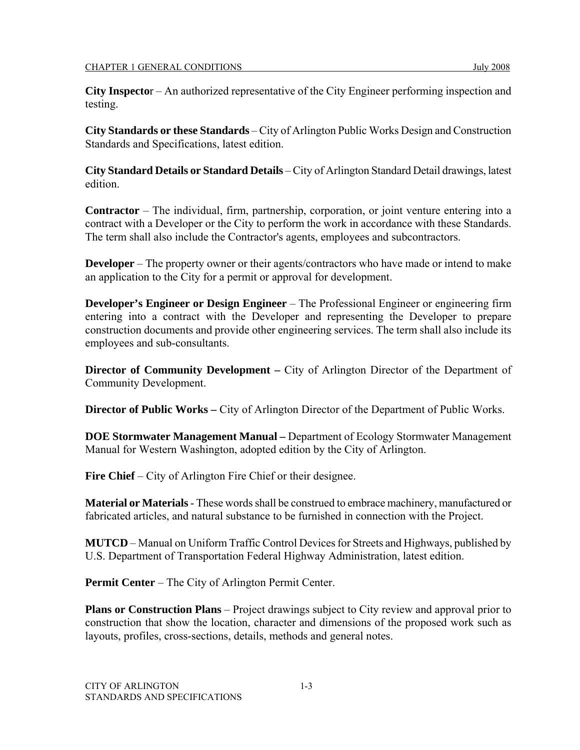**City Inspector** – An authorized representative of the City Engineer performing inspection and testing.

**City Standards or these Standards** – City of Arlington Public Works Design and Construction Standards and Specifications, latest edition.

**City Standard Details or Standard Details** – City of Arlington Standard Detail drawings, latest edition.

**Contractor** – The individual, firm, partnership, corporation, or joint venture entering into a contract with a Developer or the City to perform the work in accordance with these Standards. The term shall also include the Contractor's agents, employees and subcontractors.

**Developer** – The property owner or their agents/contractors who have made or intend to make an application to the City for a permit or approval for development.

**Developer's Engineer or Design Engineer** – The Professional Engineer or engineering firm entering into a contract with the Developer and representing the Developer to prepare construction documents and provide other engineering services. The term shall also include its employees and sub-consultants.

**Director of Community Development –** City of Arlington Director of the Department of Community Development.

**Director of Public Works –** City of Arlington Director of the Department of Public Works.

**DOE Stormwater Management Manual –** Department of Ecology Stormwater Management Manual for Western Washington, adopted edition by the City of Arlington.

**Fire Chief** – City of Arlington Fire Chief or their designee.

**Material or Materials** - These words shall be construed to embrace machinery, manufactured or fabricated articles, and natural substance to be furnished in connection with the Project.

**MUTCD** – Manual on Uniform Traffic Control Devices for Streets and Highways, published by U.S. Department of Transportation Federal Highway Administration, latest edition.

**Permit Center** – The City of Arlington Permit Center.

**Plans or Construction Plans** – Project drawings subject to City review and approval prior to construction that show the location, character and dimensions of the proposed work such as layouts, profiles, cross-sections, details, methods and general notes.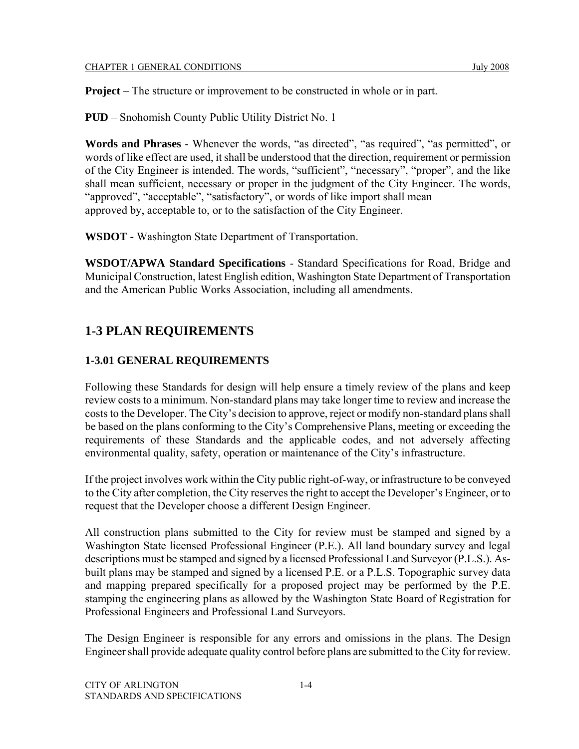**Project** – The structure or improvement to be constructed in whole or in part.

**PUD** – Snohomish County Public Utility District No. 1

**Words and Phrases** - Whenever the words, "as directed", "as required", "as permitted", or words of like effect are used, it shall be understood that the direction, requirement or permission of the City Engineer is intended. The words, "sufficient", "necessary", "proper", and the like shall mean sufficient, necessary or proper in the judgment of the City Engineer. The words, "approved", "acceptable", "satisfactory", or words of like import shall mean approved by, acceptable to, or to the satisfaction of the City Engineer.

**WSDOT -** Washington State Department of Transportation.

**WSDOT/APWA Standard Specifications** - Standard Specifications for Road, Bridge and Municipal Construction, latest English edition, Washington State Department of Transportation and the American Public Works Association, including all amendments.

## 1-3 PLAN REQUIREMENTS

### 1-3.01 GENERAL REQUIREMENTS

Following these Standards for design will help ensure a timely review of the plans and keep review costs to a minimum. Non-standard plans may take longer time to review and increase the costs to the Developer. The City's decision to approve, reject or modify non-standard plans shall be based on the plans conforming to the City's Comprehensive Plans, meeting or exceeding the requirements of these Standards and the applicable codes, and not adversely affecting environmental quality, safety, operation or maintenance of the City's infrastructure.

If the project involves work within the City public right-of-way, or infrastructure to be conveyed to the City after completion, the City reserves the right to accept the Developer's Engineer, or to request that the Developer choose a different Design Engineer.

All construction plans submitted to the City for review must be stamped and signed by a Washington State licensed Professional Engineer (P.E.). All land boundary survey and legal descriptions must be stamped and signed by a licensed Professional Land Surveyor (P.L.S.). As-built plans may be stamped and signed by a licensed P.E. or a P.L.S. Topographic survey data and mapping prepared specifically for a proposed project may be performed by the P.E. stamping the engineering plans as allowed by the Washington State Board of Registration for Professional Engineers and Professional Land Surveyors.

The Design Engineer is responsible for any errors and omissions in the plans. The Design Engineer shall provide adequate quality control before plans are submitted to the City for review.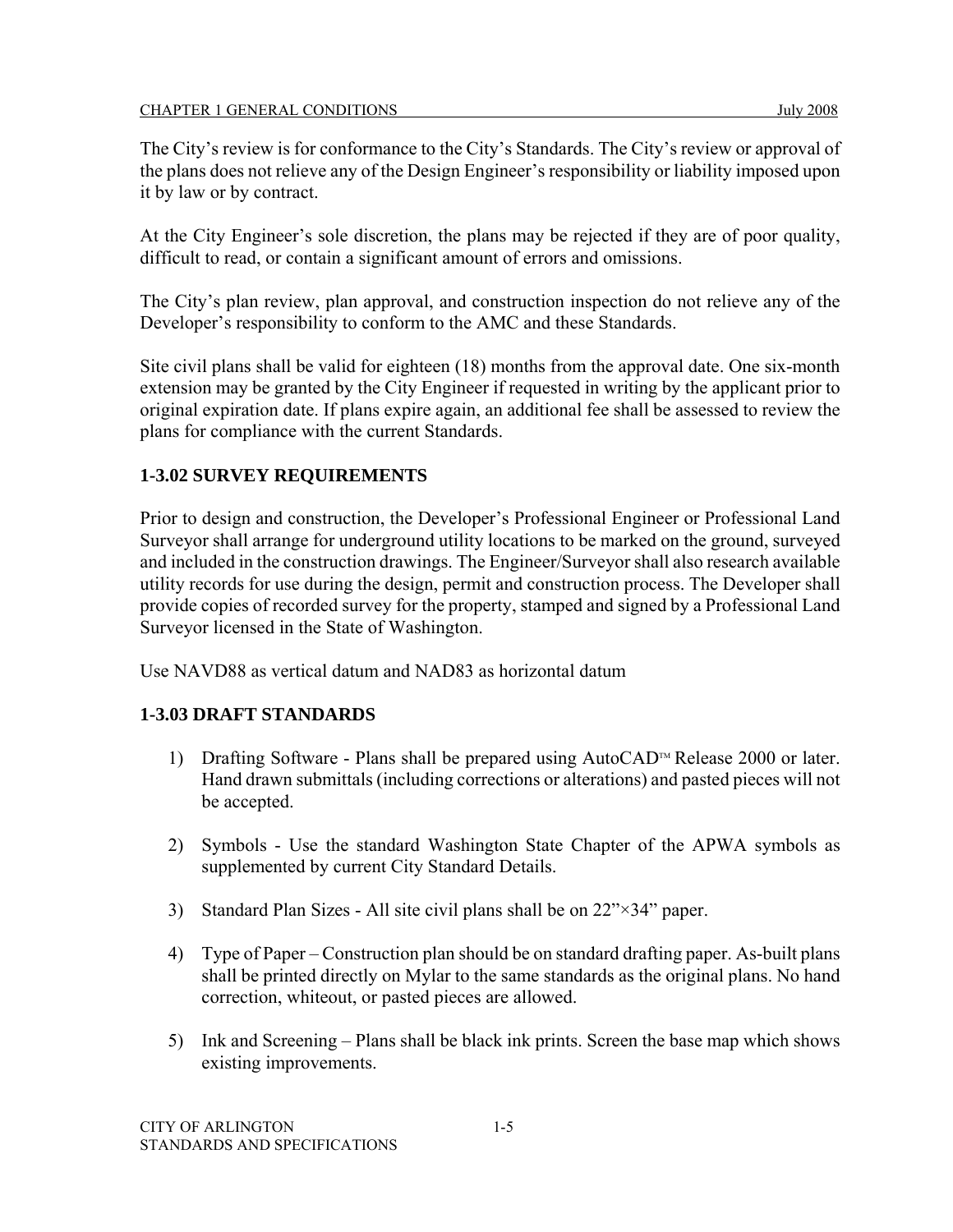The City's review is for conformance to the City's Standards. The City's review or approval of the plans does not relieve any of the Design Engineer's responsibility or liability imposed upon it by law or by contract.

At the City Engineer's sole discretion, the plans may be rejected if they are of poor quality, difficult to read, or contain a significant amount of errors and omissions.

The City's plan review, plan approval, and construction inspection do not relieve any of the Developer's responsibility to conform to the AMC and these Standards.

Site civil plans shall be valid for eighteen (18) months from the approval date. One six-month extension may be granted by the City Engineer if requested in writing by the applicant prior to original expiration date. If plans expire again, an additional fee shall be assessed to review the plans for compliance with the current Standards.

### 1-3.02 SURVEY REQUIREMENTS

Prior to design and construction, the Developer's Professional Engineer or Professional Land Surveyor shall arrange for underground utility locations to be marked on the ground, surveyed and included in the construction drawings. The Engineer/Surveyor shall also research available utility records for use during the design, permit and construction process. The Developer shall provide copies of recorded survey for the property, stamped and signed by a Professional Land Surveyor licensed in the State of Washington.

Use NAVD88 as vertical datum and NAD83 as horizontal datum

### 1-3.03 DRAFT STANDARDS

1) Drafting Software - Plans shall be prepared using AutoCAD™ Release 2000 or later. Hand drawn submittals (including corrections or alterations) and pasted pieces will not be accepted.

2) Symbols - Use the standard Washington State Chapter of the APWA symbols as supplemented by current City Standard Details.

3) Standard Plan Sizes - All site civil plans shall be on 22"×34" paper.

4) Type of Paper – Construction plan should be on standard drafting paper. As-built plans shall be printed directly on Mylar to the same standards as the original plans. No hand correction, whiteout, or pasted pieces are allowed.

5) Ink and Screening – Plans shall be black ink prints. Screen the base map which shows existing improvements.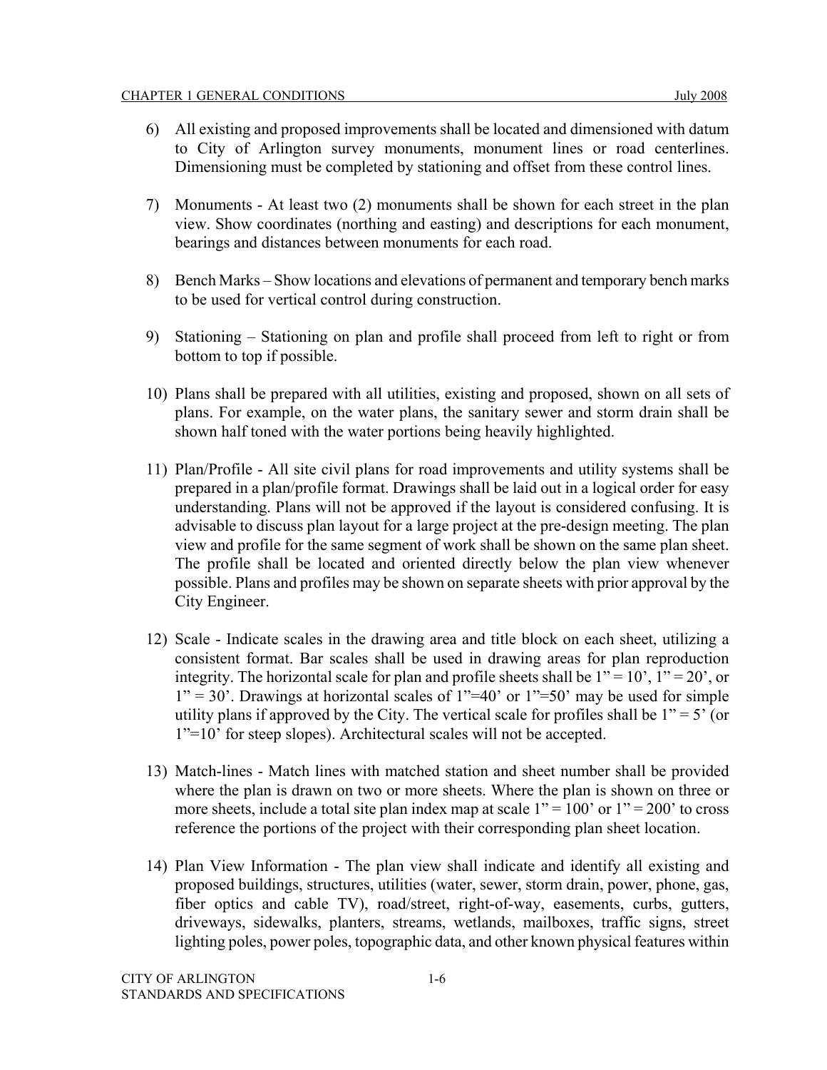6) All existing and proposed improvements shall be located and dimensioned with datum to City of Arlington survey monuments, monument lines or road centerlines. Dimensioning must be completed by stationing and offset from these control lines.

7) Monuments - At least two (2) monuments shall be shown for each street in the plan view. Show coordinates (northing and easting) and descriptions for each monument, bearings and distances between monuments for each road.

8) Bench Marks – Show locations and elevations of permanent and temporary bench marks to be used for vertical control during construction.

9) Stationing – Stationing on plan and profile shall proceed from left to right or from bottom to top if possible.

10) Plans shall be prepared with all utilities, existing and proposed, shown on all sets of plans. For example, on the water plans, the sanitary sewer and storm drain shall be shown half toned with the water portions being heavily highlighted.

11) Plan/Profile - All site civil plans for road improvements and utility systems shall be prepared in a plan/profile format. Drawings shall be laid out in a logical order for easy understanding. Plans will not be approved if the layout is considered confusing. It is advisable to discuss plan layout for a large project at the pre-design meeting. The plan view and profile for the same segment of work shall be shown on the same plan sheet. The profile shall be located and oriented directly below the plan view whenever possible. Plans and profiles may be shown on separate sheets with prior approval by the City Engineer.

12) Scale - Indicate scales in the drawing area and title block on each sheet, utilizing a consistent format. Bar scales shall be used in drawing areas for plan reproduction integrity. The horizontal scale for plan and profile sheets shall be 1" = 10', 1" = 20', or 1" = 30'. Drawings at horizontal scales of 1"=40' or 1"=50' may be used for simple utility plans if approved by the City. The vertical scale for profiles shall be 1" = 5' (or 1"=10' for steep slopes). Architectural scales will not be accepted.

13) Match-lines - Match lines with matched station and sheet number shall be provided where the plan is drawn on two or more sheets. Where the plan is shown on three or more sheets, include a total site plan index map at scale 1" = 100' or 1" = 200' to cross reference the portions of the project with their corresponding plan sheet location.

14) Plan View Information - The plan view shall indicate and identify all existing and proposed buildings, structures, utilities (water, sewer, storm drain, power, phone, gas, fiber optics and cable TV), road/street, right-of-way, easements, curbs, gutters, driveways, sidewalks, planters, streams, wetlands, mailboxes, traffic signs, street lighting poles, power poles, topographic data, and other known physical features within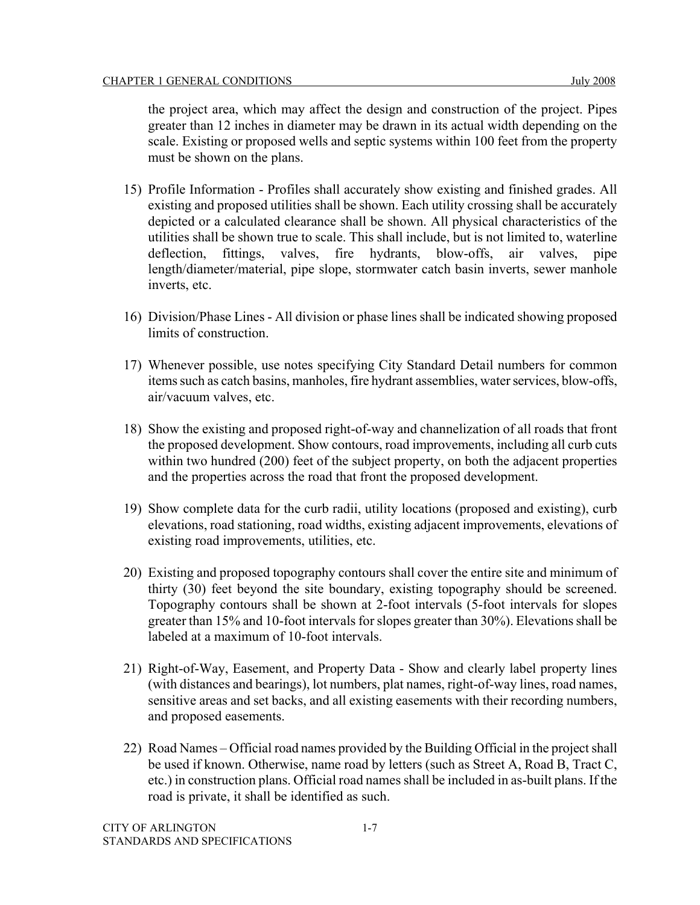the project area, which may affect the design and construction of the project. Pipes greater than 12 inches in diameter may be drawn in its actual width depending on the scale. Existing or proposed wells and septic systems within 100 feet from the property must be shown on the plans.

15) Profile Information - Profiles shall accurately show existing and finished grades. All existing and proposed utilities shall be shown. Each utility crossing shall be accurately depicted or a calculated clearance shall be shown. All physical characteristics of the utilities shall be shown true to scale. This shall include, but is not limited to, waterline deflection, fittings, valves, fire hydrants, blow-offs, air valves, pipe length/diameter/material, pipe slope, stormwater catch basin inverts, sewer manhole inverts, etc.

16) Division/Phase Lines - All division or phase lines shall be indicated showing proposed limits of construction.

17) Whenever possible, use notes specifying City Standard Detail numbers for common items such as catch basins, manholes, fire hydrant assemblies, water services, blow-offs, air/vacuum valves, etc.

18) Show the existing and proposed right-of-way and channelization of all roads that front the proposed development. Show contours, road improvements, including all curb cuts within two hundred (200) feet of the subject property, on both the adjacent properties and the properties across the road that front the proposed development.

19) Show complete data for the curb radii, utility locations (proposed and existing), curb elevations, road stationing, road widths, existing adjacent improvements, elevations of existing road improvements, utilities, etc.

20) Existing and proposed topography contours shall cover the entire site and minimum of thirty (30) feet beyond the site boundary, existing topography should be screened. Topography contours shall be shown at 2-foot intervals (5-foot intervals for slopes greater than 15% and 10-foot intervals for slopes greater than 30%). Elevations shall be labeled at a maximum of 10-foot intervals.

21) Right-of-Way, Easement, and Property Data - Show and clearly label property lines (with distances and bearings), lot numbers, plat names, right-of-way lines, road names, sensitive areas and set backs, and all existing easements with their recording numbers, and proposed easements.

22) Road Names – Official road names provided by the Building Official in the project shall be used if known. Otherwise, name road by letters (such as Street A, Road B, Tract C, etc.) in construction plans. Official road names shall be included in as-built plans. If the road is private, it shall be identified as such.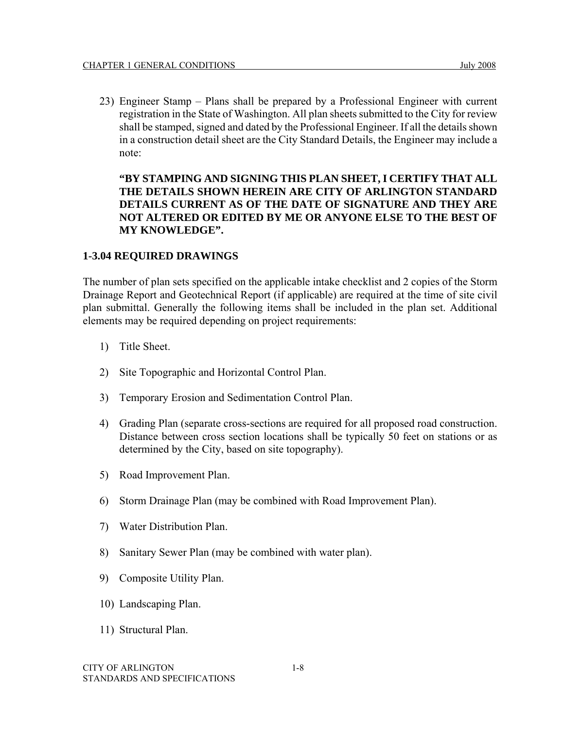23) Engineer Stamp – Plans shall be prepared by a Professional Engineer with current registration in the State of Washington. All plan sheets submitted to the City for review shall be stamped, signed and dated by the Professional Engineer. If all the details shown in a construction detail sheet are the City Standard Details, the Engineer may include a note:

    **"BY STAMPING AND SIGNING THIS PLAN SHEET, I CERTIFY THAT ALL THE DETAILS SHOWN HEREIN ARE CITY OF ARLINGTON STANDARD DETAILS CURRENT AS OF THE DATE OF SIGNATURE AND THEY ARE NOT ALTERED OR EDITED BY ME OR ANYONE ELSE TO THE BEST OF MY KNOWLEDGE".**

### 1-3.04 REQUIRED DRAWINGS

The number of plan sets specified on the applicable intake checklist and 2 copies of the Storm Drainage Report and Geotechnical Report (if applicable) are required at the time of site civil plan submittal. Generally the following items shall be included in the plan set. Additional elements may be required depending on project requirements:

1) Title Sheet.
2) Site Topographic and Horizontal Control Plan.
3) Temporary Erosion and Sedimentation Control Plan.
4) Grading Plan (separate cross-sections are required for all proposed road construction. Distance between cross section locations shall be typically 50 feet on stations or as determined by the City, based on site topography).
5) Road Improvement Plan.
6) Storm Drainage Plan (may be combined with Road Improvement Plan).
7) Water Distribution Plan.
8) Sanitary Sewer Plan (may be combined with water plan).
9) Composite Utility Plan.
10) Landscaping Plan.
11) Structural Plan.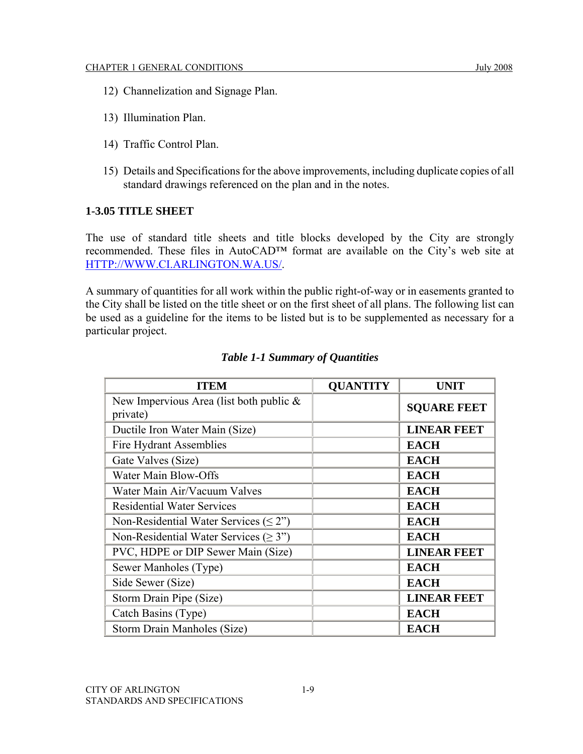12) Channelization and Signage Plan.

13) Illumination Plan.

14) Traffic Control Plan.

15) Details and Specifications for the above improvements, including duplicate copies of all standard drawings referenced on the plan and in the notes.

### 1-3.05 TITLE SHEET

The use of standard title sheets and title blocks developed by the City are strongly recommended. These files in AutoCAD™ format are available on the City's web site at HTTP://WWW.CI.ARLINGTON.WA.US/.

A summary of quantities for all work within the public right-of-way or in easements granted to the City shall be listed on the title sheet or on the first sheet of all plans. The following list can be used as a guideline for the items to be listed but is to be supplemented as necessary for a particular project.

***Table 1-1 Summary of Quantities***

| ITEM | QUANTITY | UNIT |
|---|---|---|
| New Impervious Area (list both public & private) | | **SQUARE FEET** |
| Ductile Iron Water Main (Size) | | **LINEAR FEET** |
| Fire Hydrant Assemblies | | **EACH** |
| Gate Valves (Size) | | **EACH** |
| Water Main Blow-Offs | | **EACH** |
| Water Main Air/Vacuum Valves | | **EACH** |
| Residential Water Services | | **EACH** |
| Non-Residential Water Services (≤ 2") | | **EACH** |
| Non-Residential Water Services (≥ 3") | | **EACH** |
| PVC, HDPE or DIP Sewer Main (Size) | | **LINEAR FEET** |
| Sewer Manholes (Type) | | **EACH** |
| Side Sewer (Size) | | **EACH** |
| Storm Drain Pipe (Size) | | **LINEAR FEET** |
| Catch Basins (Type) | | **EACH** |
| Storm Drain Manholes (Size) | | **EACH** |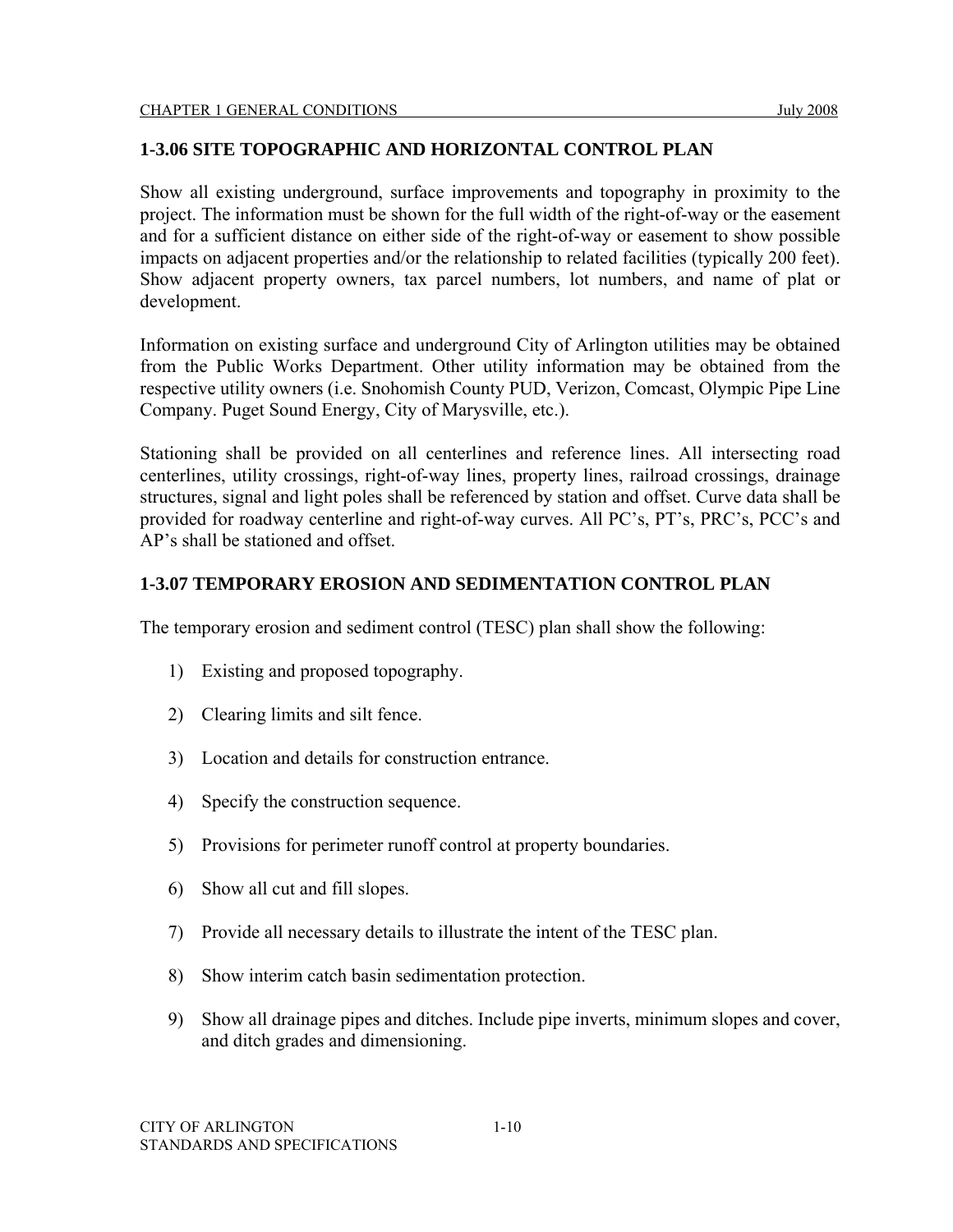## 1-3.06 SITE TOPOGRAPHIC AND HORIZONTAL CONTROL PLAN

Show all existing underground, surface improvements and topography in proximity to the project. The information must be shown for the full width of the right-of-way or the easement and for a sufficient distance on either side of the right-of-way or easement to show possible impacts on adjacent properties and/or the relationship to related facilities (typically 200 feet). Show adjacent property owners, tax parcel numbers, lot numbers, and name of plat or development.

Information on existing surface and underground City of Arlington utilities may be obtained from the Public Works Department. Other utility information may be obtained from the respective utility owners (i.e. Snohomish County PUD, Verizon, Comcast, Olympic Pipe Line Company. Puget Sound Energy, City of Marysville, etc.).

Stationing shall be provided on all centerlines and reference lines. All intersecting road centerlines, utility crossings, right-of-way lines, property lines, railroad crossings, drainage structures, signal and light poles shall be referenced by station and offset. Curve data shall be provided for roadway centerline and right-of-way curves. All PC's, PT's, PRC's, PCC's and AP's shall be stationed and offset.

## 1-3.07 TEMPORARY EROSION AND SEDIMENTATION CONTROL PLAN

The temporary erosion and sediment control (TESC) plan shall show the following:

1) Existing and proposed topography.
2) Clearing limits and silt fence.
3) Location and details for construction entrance.
4) Specify the construction sequence.
5) Provisions for perimeter runoff control at property boundaries.
6) Show all cut and fill slopes.
7) Provide all necessary details to illustrate the intent of the TESC plan.
8) Show interim catch basin sedimentation protection.
9) Show all drainage pipes and ditches. Include pipe inverts, minimum slopes and cover, and ditch grades and dimensioning.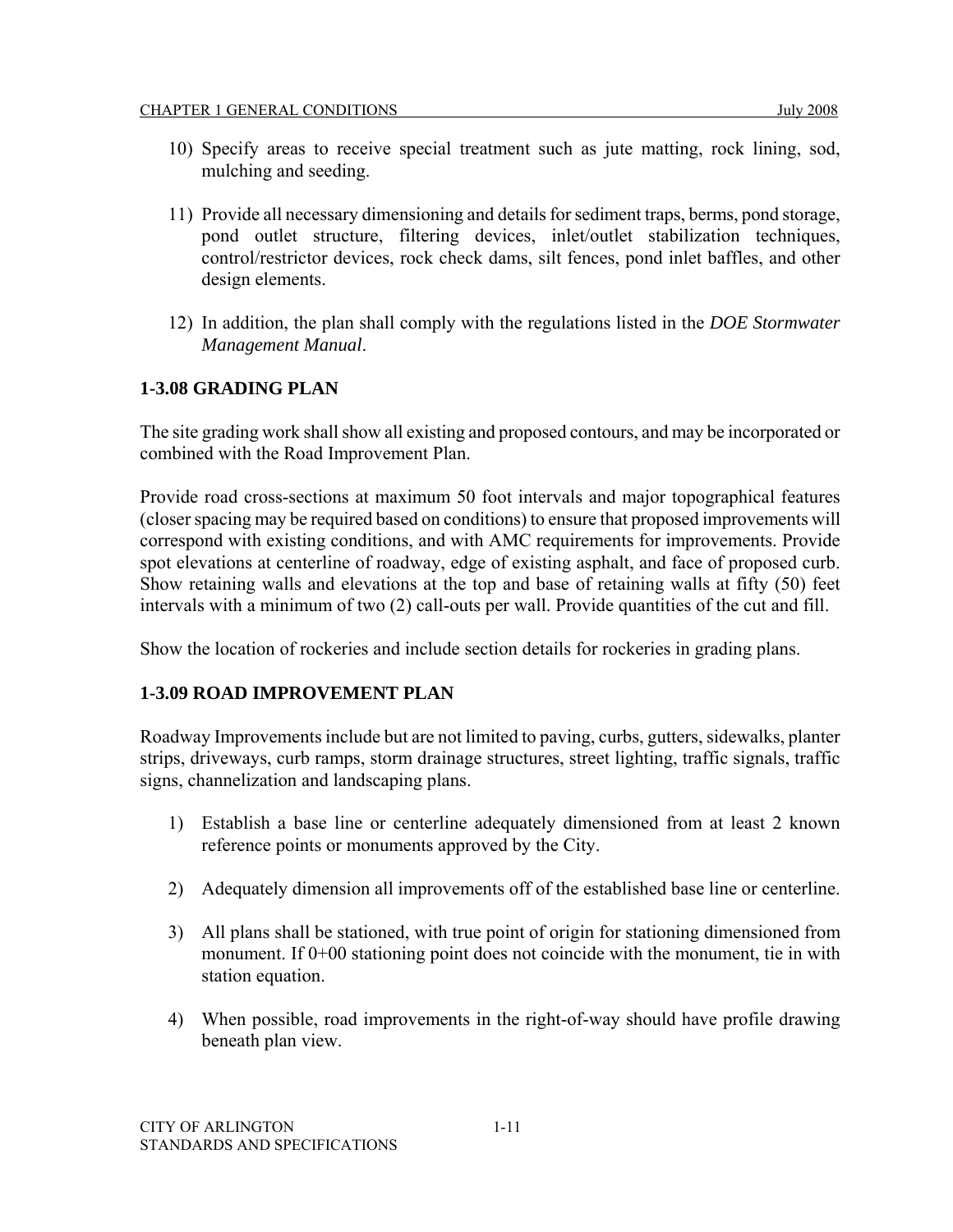10) Specify areas to receive special treatment such as jute matting, rock lining, sod, mulching and seeding.

11) Provide all necessary dimensioning and details for sediment traps, berms, pond storage, pond outlet structure, filtering devices, inlet/outlet stabilization techniques, control/restrictor devices, rock check dams, silt fences, pond inlet baffles, and other design elements.

12) In addition, the plan shall comply with the regulations listed in the *DOE Stormwater Management Manual*.

### 1-3.08 GRADING PLAN

The site grading work shall show all existing and proposed contours, and may be incorporated or combined with the Road Improvement Plan.

Provide road cross-sections at maximum 50 foot intervals and major topographical features (closer spacing may be required based on conditions) to ensure that proposed improvements will correspond with existing conditions, and with AMC requirements for improvements. Provide spot elevations at centerline of roadway, edge of existing asphalt, and face of proposed curb. Show retaining walls and elevations at the top and base of retaining walls at fifty (50) feet intervals with a minimum of two (2) call-outs per wall. Provide quantities of the cut and fill.

Show the location of rockeries and include section details for rockeries in grading plans.

### 1-3.09 ROAD IMPROVEMENT PLAN

Roadway Improvements include but are not limited to paving, curbs, gutters, sidewalks, planter strips, driveways, curb ramps, storm drainage structures, street lighting, traffic signals, traffic signs, channelization and landscaping plans.

1) Establish a base line or centerline adequately dimensioned from at least 2 known reference points or monuments approved by the City.

2) Adequately dimension all improvements off of the established base line or centerline.

3) All plans shall be stationed, with true point of origin for stationing dimensioned from monument. If 0+00 stationing point does not coincide with the monument, tie in with station equation.

4) When possible, road improvements in the right-of-way should have profile drawing beneath plan view.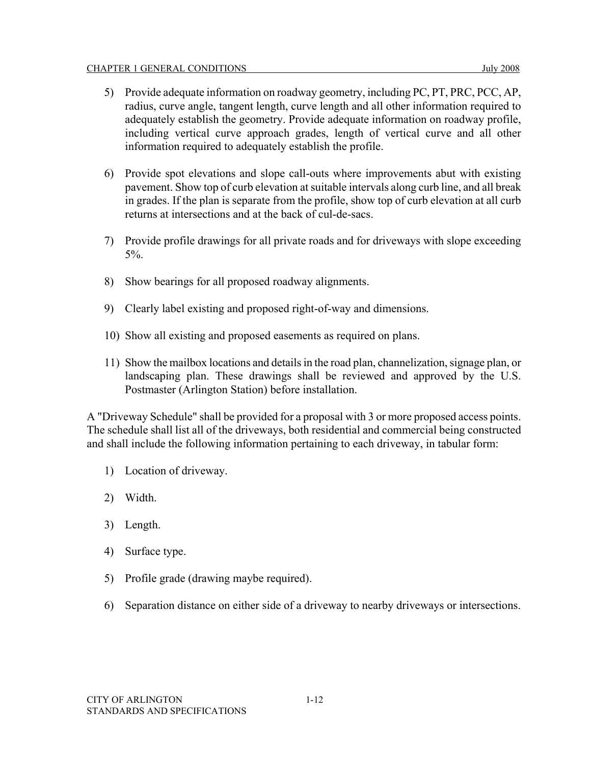5) Provide adequate information on roadway geometry, including PC, PT, PRC, PCC, AP, radius, curve angle, tangent length, curve length and all other information required to adequately establish the geometry. Provide adequate information on roadway profile, including vertical curve approach grades, length of vertical curve and all other information required to adequately establish the profile.

6) Provide spot elevations and slope call-outs where improvements abut with existing pavement. Show top of curb elevation at suitable intervals along curb line, and all break in grades. If the plan is separate from the profile, show top of curb elevation at all curb returns at intersections and at the back of cul-de-sacs.

7) Provide profile drawings for all private roads and for driveways with slope exceeding 5%.

8) Show bearings for all proposed roadway alignments.

9) Clearly label existing and proposed right-of-way and dimensions.

10) Show all existing and proposed easements as required on plans.

11) Show the mailbox locations and details in the road plan, channelization, signage plan, or landscaping plan. These drawings shall be reviewed and approved by the U.S. Postmaster (Arlington Station) before installation.

A "Driveway Schedule" shall be provided for a proposal with 3 or more proposed access points. The schedule shall list all of the driveways, both residential and commercial being constructed and shall include the following information pertaining to each driveway, in tabular form:

1) Location of driveway.

2) Width.

3) Length.

4) Surface type.

5) Profile grade (drawing maybe required).

6) Separation distance on either side of a driveway to nearby driveways or intersections.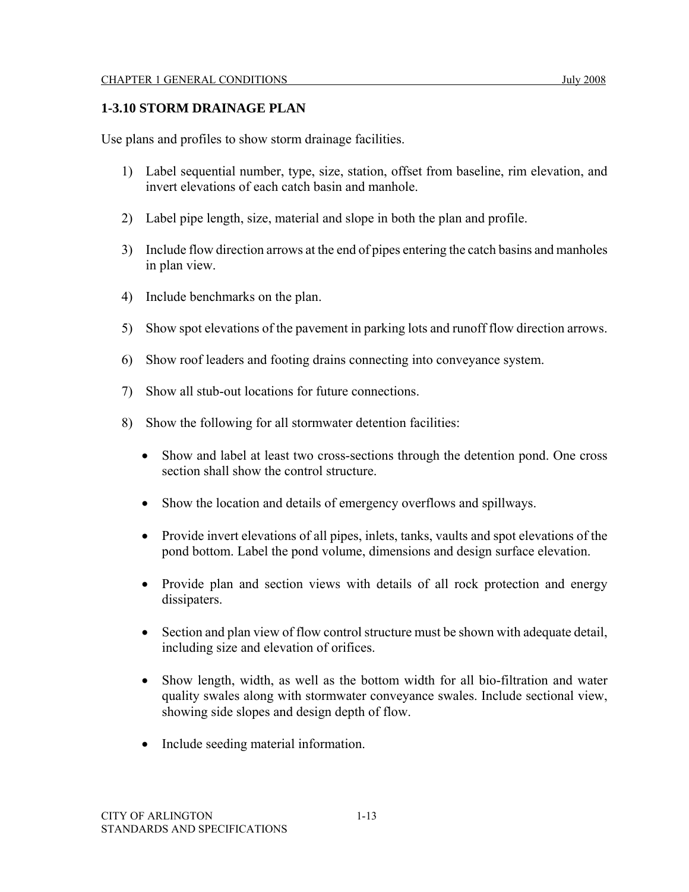## 1-3.10 STORM DRAINAGE PLAN

Use plans and profiles to show storm drainage facilities.

1) Label sequential number, type, size, station, offset from baseline, rim elevation, and invert elevations of each catch basin and manhole.

2) Label pipe length, size, material and slope in both the plan and profile.

3) Include flow direction arrows at the end of pipes entering the catch basins and manholes in plan view.

4) Include benchmarks on the plan.

5) Show spot elevations of the pavement in parking lots and runoff flow direction arrows.

6) Show roof leaders and footing drains connecting into conveyance system.

7) Show all stub-out locations for future connections.

8) Show the following for all stormwater detention facilities:

   - Show and label at least two cross-sections through the detention pond. One cross section shall show the control structure.

   - Show the location and details of emergency overflows and spillways.

   - Provide invert elevations of all pipes, inlets, tanks, vaults and spot elevations of the pond bottom. Label the pond volume, dimensions and design surface elevation.

   - Provide plan and section views with details of all rock protection and energy dissipaters.

   - Section and plan view of flow control structure must be shown with adequate detail, including size and elevation of orifices.

   - Show length, width, as well as the bottom width for all bio-filtration and water quality swales along with stormwater conveyance swales. Include sectional view, showing side slopes and design depth of flow.

   - Include seeding material information.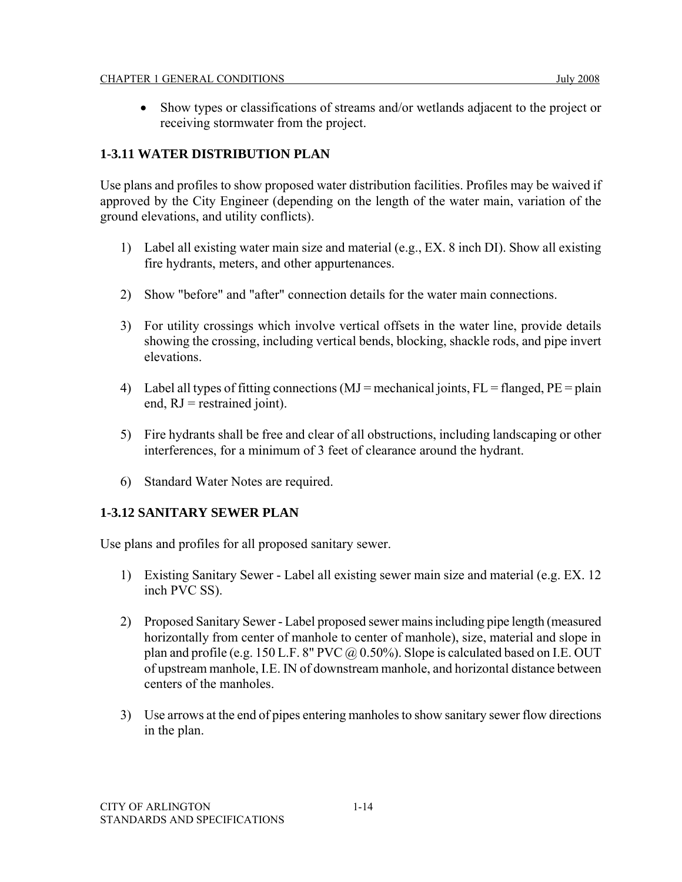- Show types or classifications of streams and/or wetlands adjacent to the project or receiving stormwater from the project.

### 1-3.11 WATER DISTRIBUTION PLAN

Use plans and profiles to show proposed water distribution facilities. Profiles may be waived if approved by the City Engineer (depending on the length of the water main, variation of the ground elevations, and utility conflicts).

1) Label all existing water main size and material (e.g., EX. 8 inch DI). Show all existing fire hydrants, meters, and other appurtenances.

2) Show "before" and "after" connection details for the water main connections.

3) For utility crossings which involve vertical offsets in the water line, provide details showing the crossing, including vertical bends, blocking, shackle rods, and pipe invert elevations.

4) Label all types of fitting connections (MJ = mechanical joints, FL = flanged, PE = plain end, RJ = restrained joint).

5) Fire hydrants shall be free and clear of all obstructions, including landscaping or other interferences, for a minimum of 3 feet of clearance around the hydrant.

6) Standard Water Notes are required.

### 1-3.12 SANITARY SEWER PLAN

Use plans and profiles for all proposed sanitary sewer.

1) Existing Sanitary Sewer - Label all existing sewer main size and material (e.g. EX. 12 inch PVC SS).

2) Proposed Sanitary Sewer - Label proposed sewer mains including pipe length (measured horizontally from center of manhole to center of manhole), size, material and slope in plan and profile (e.g. 150 L.F. 8" PVC @ 0.50%). Slope is calculated based on I.E. OUT of upstream manhole, I.E. IN of downstream manhole, and horizontal distance between centers of the manholes.

3) Use arrows at the end of pipes entering manholes to show sanitary sewer flow directions in the plan.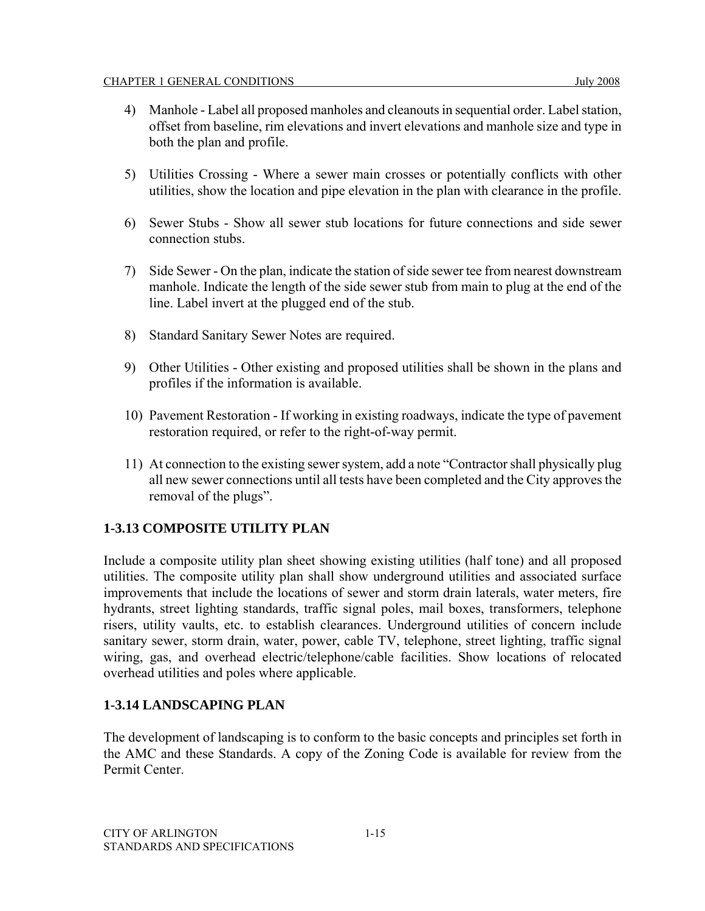4) Manhole - Label all proposed manholes and cleanouts in sequential order. Label station, offset from baseline, rim elevations and invert elevations and manhole size and type in both the plan and profile.

5) Utilities Crossing - Where a sewer main crosses or potentially conflicts with other utilities, show the location and pipe elevation in the plan with clearance in the profile.

6) Sewer Stubs - Show all sewer stub locations for future connections and side sewer connection stubs.

7) Side Sewer - On the plan, indicate the station of side sewer tee from nearest downstream manhole. Indicate the length of the side sewer stub from main to plug at the end of the line. Label invert at the plugged end of the stub.

8) Standard Sanitary Sewer Notes are required.

9) Other Utilities - Other existing and proposed utilities shall be shown in the plans and profiles if the information is available.

10) Pavement Restoration - If working in existing roadways, indicate the type of pavement restoration required, or refer to the right-of-way permit.

11) At connection to the existing sewer system, add a note "Contractor shall physically plug all new sewer connections until all tests have been completed and the City approves the removal of the plugs".

### 1-3.13 COMPOSITE UTILITY PLAN

Include a composite utility plan sheet showing existing utilities (half tone) and all proposed utilities. The composite utility plan shall show underground utilities and associated surface improvements that include the locations of sewer and storm drain laterals, water meters, fire hydrants, street lighting standards, traffic signal poles, mail boxes, transformers, telephone risers, utility vaults, etc. to establish clearances. Underground utilities of concern include sanitary sewer, storm drain, water, power, cable TV, telephone, street lighting, traffic signal wiring, gas, and overhead electric/telephone/cable facilities. Show locations of relocated overhead utilities and poles where applicable.

### 1-3.14 LANDSCAPING PLAN

The development of landscaping is to conform to the basic concepts and principles set forth in the AMC and these Standards. A copy of the Zoning Code is available for review from the Permit Center.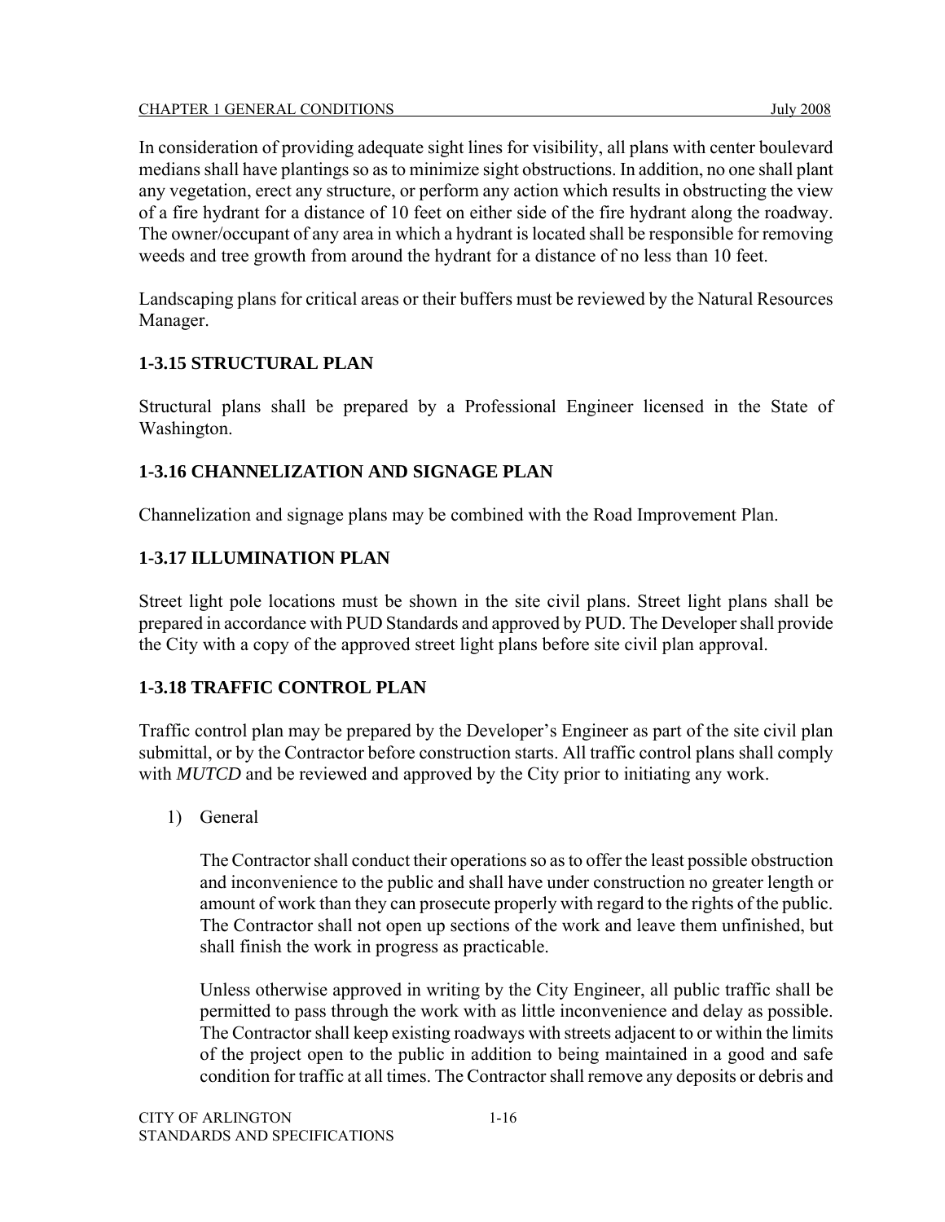In consideration of providing adequate sight lines for visibility, all plans with center boulevard medians shall have plantings so as to minimize sight obstructions. In addition, no one shall plant any vegetation, erect any structure, or perform any action which results in obstructing the view of a fire hydrant for a distance of 10 feet on either side of the fire hydrant along the roadway. The owner/occupant of any area in which a hydrant is located shall be responsible for removing weeds and tree growth from around the hydrant for a distance of no less than 10 feet.

Landscaping plans for critical areas or their buffers must be reviewed by the Natural Resources Manager.

### 1-3.15 STRUCTURAL PLAN

Structural plans shall be prepared by a Professional Engineer licensed in the State of Washington.

### 1-3.16 CHANNELIZATION AND SIGNAGE PLAN

Channelization and signage plans may be combined with the Road Improvement Plan.

### 1-3.17 ILLUMINATION PLAN

Street light pole locations must be shown in the site civil plans. Street light plans shall be prepared in accordance with PUD Standards and approved by PUD. The Developer shall provide the City with a copy of the approved street light plans before site civil plan approval.

### 1-3.18 TRAFFIC CONTROL PLAN

Traffic control plan may be prepared by the Developer's Engineer as part of the site civil plan submittal, or by the Contractor before construction starts. All traffic control plans shall comply with *MUTCD* and be reviewed and approved by the City prior to initiating any work.

1) General

   The Contractor shall conduct their operations so as to offer the least possible obstruction and inconvenience to the public and shall have under construction no greater length or amount of work than they can prosecute properly with regard to the rights of the public. The Contractor shall not open up sections of the work and leave them unfinished, but shall finish the work in progress as practicable.

   Unless otherwise approved in writing by the City Engineer, all public traffic shall be permitted to pass through the work with as little inconvenience and delay as possible. The Contractor shall keep existing roadways with streets adjacent to or within the limits of the project open to the public in addition to being maintained in a good and safe condition for traffic at all times. The Contractor shall remove any deposits or debris and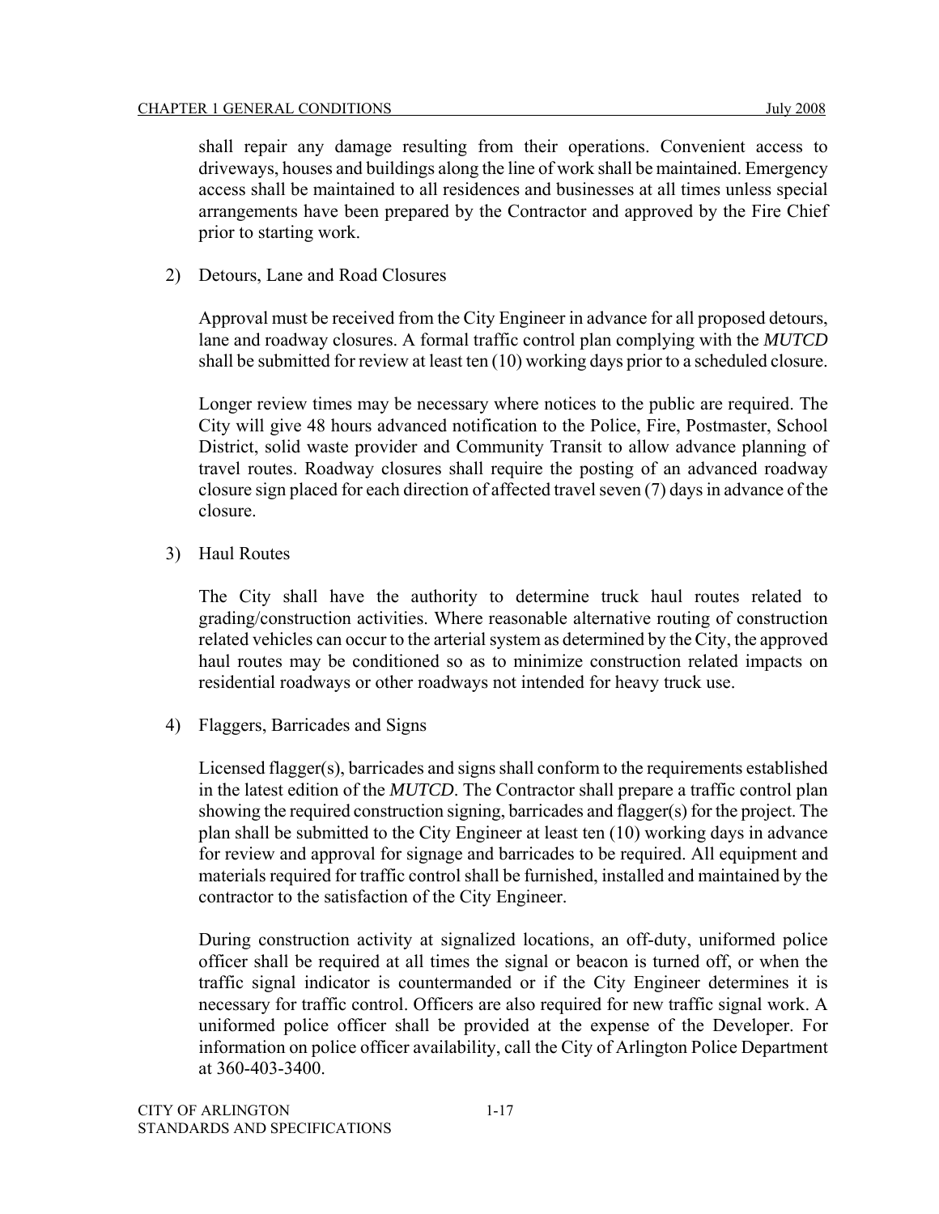shall repair any damage resulting from their operations. Convenient access to driveways, houses and buildings along the line of work shall be maintained. Emergency access shall be maintained to all residences and businesses at all times unless special arrangements have been prepared by the Contractor and approved by the Fire Chief prior to starting work.

2) Detours, Lane and Road Closures

Approval must be received from the City Engineer in advance for all proposed detours, lane and roadway closures. A formal traffic control plan complying with the *MUTCD* shall be submitted for review at least ten (10) working days prior to a scheduled closure.

Longer review times may be necessary where notices to the public are required. The City will give 48 hours advanced notification to the Police, Fire, Postmaster, School District, solid waste provider and Community Transit to allow advance planning of travel routes. Roadway closures shall require the posting of an advanced roadway closure sign placed for each direction of affected travel seven (7) days in advance of the closure.

3) Haul Routes

The City shall have the authority to determine truck haul routes related to grading/construction activities. Where reasonable alternative routing of construction related vehicles can occur to the arterial system as determined by the City, the approved haul routes may be conditioned so as to minimize construction related impacts on residential roadways or other roadways not intended for heavy truck use.

4) Flaggers, Barricades and Signs

Licensed flagger(s), barricades and signs shall conform to the requirements established in the latest edition of the *MUTCD*. The Contractor shall prepare a traffic control plan showing the required construction signing, barricades and flagger(s) for the project. The plan shall be submitted to the City Engineer at least ten (10) working days in advance for review and approval for signage and barricades to be required. All equipment and materials required for traffic control shall be furnished, installed and maintained by the contractor to the satisfaction of the City Engineer.

During construction activity at signalized locations, an off-duty, uniformed police officer shall be required at all times the signal or beacon is turned off, or when the traffic signal indicator is countermanded or if the City Engineer determines it is necessary for traffic control. Officers are also required for new traffic signal work. A uniformed police officer shall be provided at the expense of the Developer. For information on police officer availability, call the City of Arlington Police Department at 360-403-3400.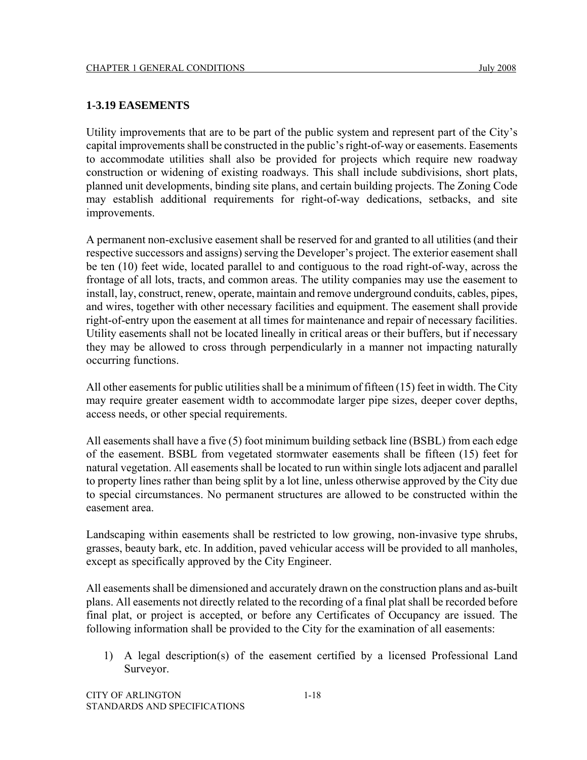## 1-3.19 EASEMENTS

Utility improvements that are to be part of the public system and represent part of the City's capital improvements shall be constructed in the public's right-of-way or easements. Easements to accommodate utilities shall also be provided for projects which require new roadway construction or widening of existing roadways. This shall include subdivisions, short plats, planned unit developments, binding site plans, and certain building projects. The Zoning Code may establish additional requirements for right-of-way dedications, setbacks, and site improvements.

A permanent non-exclusive easement shall be reserved for and granted to all utilities (and their respective successors and assigns) serving the Developer's project. The exterior easement shall be ten (10) feet wide, located parallel to and contiguous to the road right-of-way, across the frontage of all lots, tracts, and common areas. The utility companies may use the easement to install, lay, construct, renew, operate, maintain and remove underground conduits, cables, pipes, and wires, together with other necessary facilities and equipment. The easement shall provide right-of-entry upon the easement at all times for maintenance and repair of necessary facilities. Utility easements shall not be located lineally in critical areas or their buffers, but if necessary they may be allowed to cross through perpendicularly in a manner not impacting naturally occurring functions.

All other easements for public utilities shall be a minimum of fifteen (15) feet in width. The City may require greater easement width to accommodate larger pipe sizes, deeper cover depths, access needs, or other special requirements.

All easements shall have a five (5) foot minimum building setback line (BSBL) from each edge of the easement. BSBL from vegetated stormwater easements shall be fifteen (15) feet for natural vegetation. All easements shall be located to run within single lots adjacent and parallel to property lines rather than being split by a lot line, unless otherwise approved by the City due to special circumstances. No permanent structures are allowed to be constructed within the easement area.

Landscaping within easements shall be restricted to low growing, non-invasive type shrubs, grasses, beauty bark, etc. In addition, paved vehicular access will be provided to all manholes, except as specifically approved by the City Engineer.

All easements shall be dimensioned and accurately drawn on the construction plans and as-built plans. All easements not directly related to the recording of a final plat shall be recorded before final plat, or project is accepted, or before any Certificates of Occupancy are issued. The following information shall be provided to the City for the examination of all easements:

1) A legal description(s) of the easement certified by a licensed Professional Land Surveyor.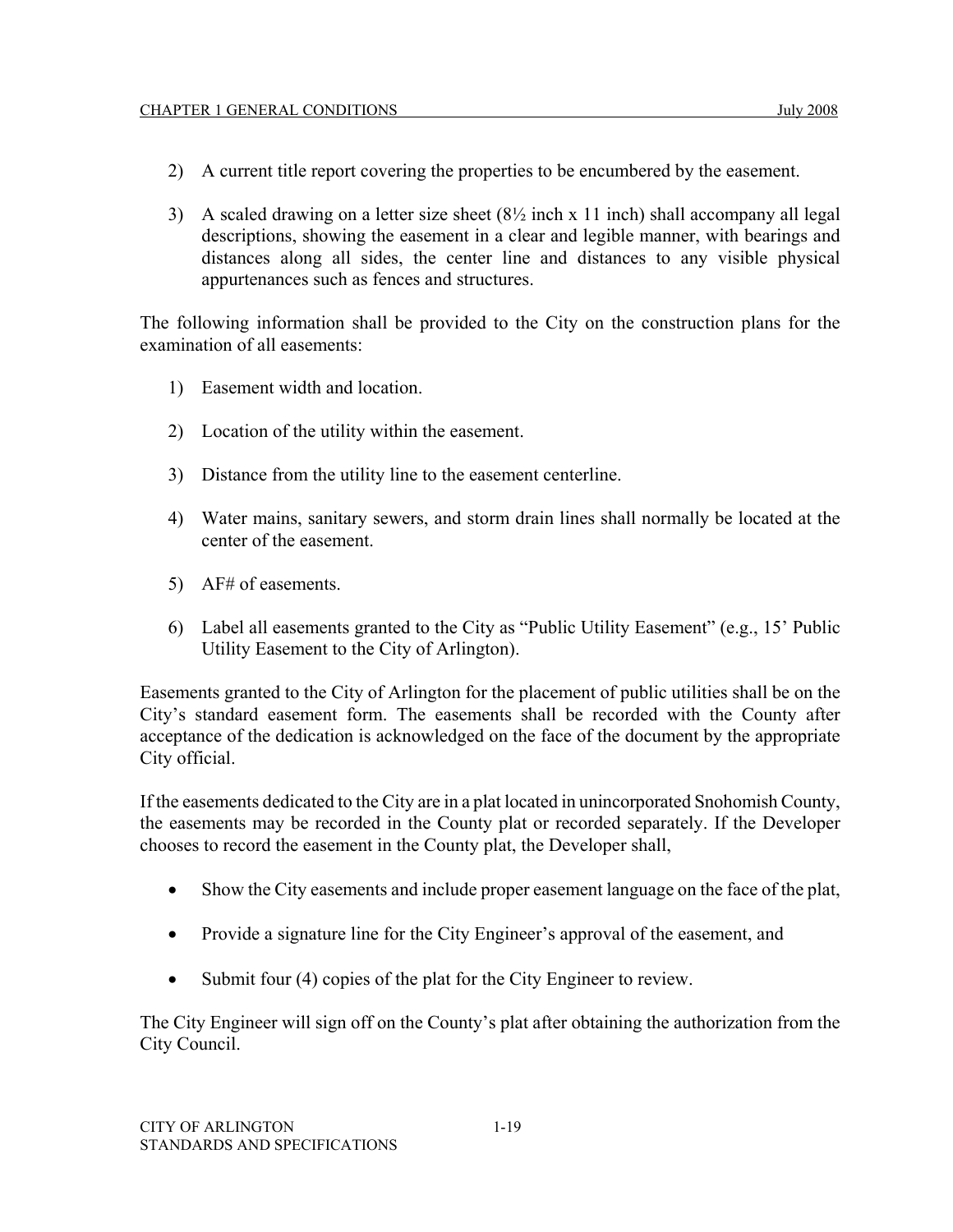2) A current title report covering the properties to be encumbered by the easement.

3) A scaled drawing on a letter size sheet (8½ inch x 11 inch) shall accompany all legal descriptions, showing the easement in a clear and legible manner, with bearings and distances along all sides, the center line and distances to any visible physical appurtenances such as fences and structures.

The following information shall be provided to the City on the construction plans for the examination of all easements:

1) Easement width and location.

2) Location of the utility within the easement.

3) Distance from the utility line to the easement centerline.

4) Water mains, sanitary sewers, and storm drain lines shall normally be located at the center of the easement.

5) AF# of easements.

6) Label all easements granted to the City as "Public Utility Easement" (e.g., 15' Public Utility Easement to the City of Arlington).

Easements granted to the City of Arlington for the placement of public utilities shall be on the City's standard easement form. The easements shall be recorded with the County after acceptance of the dedication is acknowledged on the face of the document by the appropriate City official.

If the easements dedicated to the City are in a plat located in unincorporated Snohomish County, the easements may be recorded in the County plat or recorded separately. If the Developer chooses to record the easement in the County plat, the Developer shall,

- Show the City easements and include proper easement language on the face of the plat,
- Provide a signature line for the City Engineer's approval of the easement, and
- Submit four (4) copies of the plat for the City Engineer to review.

The City Engineer will sign off on the County's plat after obtaining the authorization from the City Council.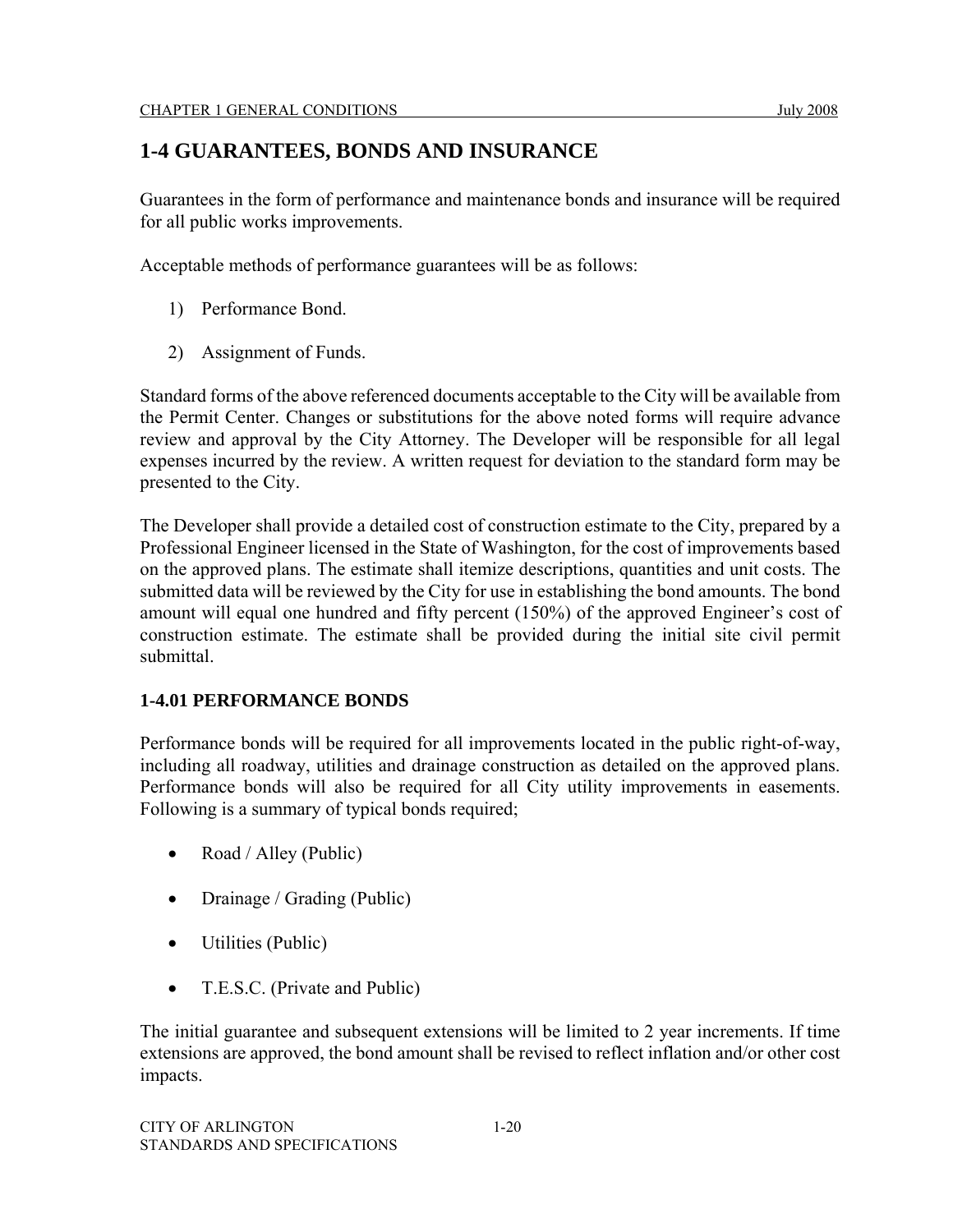## 1-4 GUARANTEES, BONDS AND INSURANCE

Guarantees in the form of performance and maintenance bonds and insurance will be required for all public works improvements.

Acceptable methods of performance guarantees will be as follows:

1) Performance Bond.

2) Assignment of Funds.

Standard forms of the above referenced documents acceptable to the City will be available from the Permit Center. Changes or substitutions for the above noted forms will require advance review and approval by the City Attorney. The Developer will be responsible for all legal expenses incurred by the review. A written request for deviation to the standard form may be presented to the City.

The Developer shall provide a detailed cost of construction estimate to the City, prepared by a Professional Engineer licensed in the State of Washington, for the cost of improvements based on the approved plans. The estimate shall itemize descriptions, quantities and unit costs. The submitted data will be reviewed by the City for use in establishing the bond amounts. The bond amount will equal one hundred and fifty percent (150%) of the approved Engineer's cost of construction estimate. The estimate shall be provided during the initial site civil permit submittal.

### 1-4.01 PERFORMANCE BONDS

Performance bonds will be required for all improvements located in the public right-of-way, including all roadway, utilities and drainage construction as detailed on the approved plans. Performance bonds will also be required for all City utility improvements in easements. Following is a summary of typical bonds required;

- Road / Alley (Public)
- Drainage / Grading (Public)
- Utilities (Public)
- T.E.S.C. (Private and Public)

The initial guarantee and subsequent extensions will be limited to 2 year increments. If time extensions are approved, the bond amount shall be revised to reflect inflation and/or other cost impacts.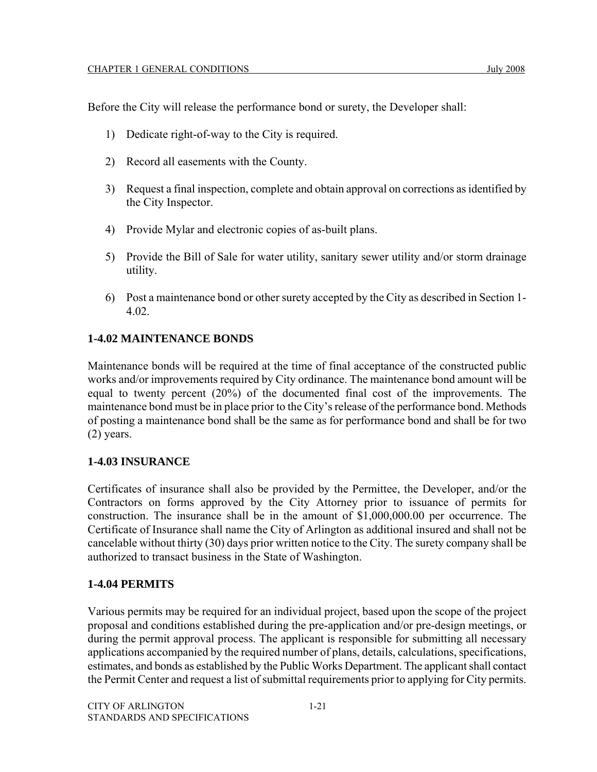Before the City will release the performance bond or surety, the Developer shall:

1) Dedicate right-of-way to the City is required.

2) Record all easements with the County.

3) Request a final inspection, complete and obtain approval on corrections as identified by the City Inspector.

4) Provide Mylar and electronic copies of as-built plans.

5) Provide the Bill of Sale for water utility, sanitary sewer utility and/or storm drainage utility.

6) Post a maintenance bond or other surety accepted by the City as described in Section 1-4.02.

### 1-4.02 MAINTENANCE BONDS

Maintenance bonds will be required at the time of final acceptance of the constructed public works and/or improvements required by City ordinance. The maintenance bond amount will be equal to twenty percent (20%) of the documented final cost of the improvements. The maintenance bond must be in place prior to the City's release of the performance bond. Methods of posting a maintenance bond shall be the same as for performance bond and shall be for two (2) years.

### 1-4.03 INSURANCE

Certificates of insurance shall also be provided by the Permittee, the Developer, and/or the Contractors on forms approved by the City Attorney prior to issuance of permits for construction. The insurance shall be in the amount of $1,000,000.00 per occurrence. The Certificate of Insurance shall name the City of Arlington as additional insured and shall not be cancelable without thirty (30) days prior written notice to the City. The surety company shall be authorized to transact business in the State of Washington.

### 1-4.04 PERMITS

Various permits may be required for an individual project, based upon the scope of the project proposal and conditions established during the pre-application and/or pre-design meetings, or during the permit approval process. The applicant is responsible for submitting all necessary applications accompanied by the required number of plans, details, calculations, specifications, estimates, and bonds as established by the Public Works Department. The applicant shall contact the Permit Center and request a list of submittal requirements prior to applying for City permits.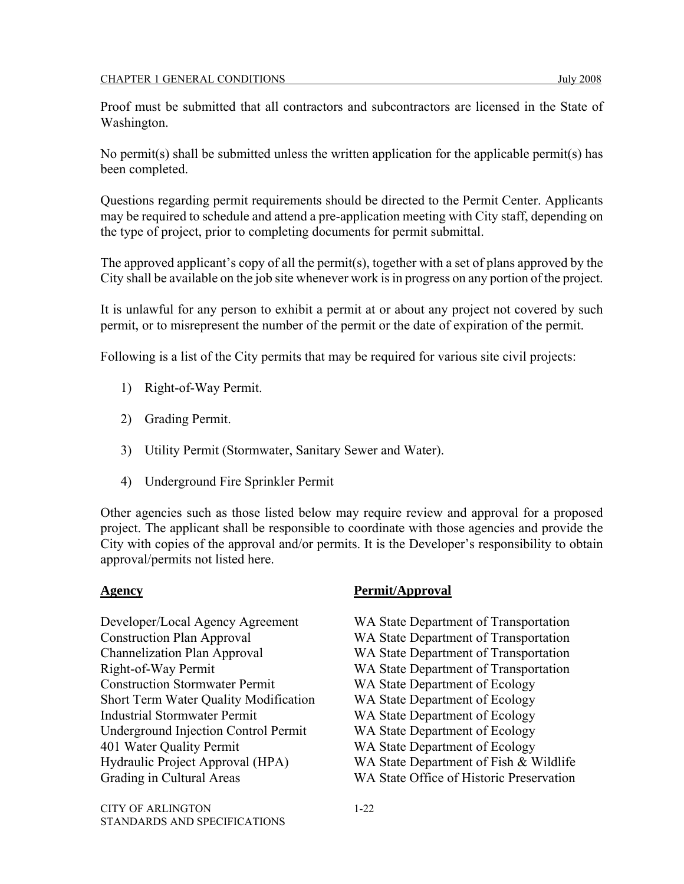Proof must be submitted that all contractors and subcontractors are licensed in the State of Washington.

No permit(s) shall be submitted unless the written application for the applicable permit(s) has been completed.

Questions regarding permit requirements should be directed to the Permit Center. Applicants may be required to schedule and attend a pre-application meeting with City staff, depending on the type of project, prior to completing documents for permit submittal.

The approved applicant's copy of all the permit(s), together with a set of plans approved by the City shall be available on the job site whenever work is in progress on any portion of the project.

It is unlawful for any person to exhibit a permit at or about any project not covered by such permit, or to misrepresent the number of the permit or the date of expiration of the permit.

Following is a list of the City permits that may be required for various site civil projects:

1) Right-of-Way Permit.

2) Grading Permit.

3) Utility Permit (Stormwater, Sanitary Sewer and Water).

4) Underground Fire Sprinkler Permit

Other agencies such as those listed below may require review and approval for a proposed project. The applicant shall be responsible to coordinate with those agencies and provide the City with copies of the approval and/or permits. It is the Developer's responsibility to obtain approval/permits not listed here.

| **Agency** | **Permit/Approval** |
|---|---|
| Developer/Local Agency Agreement | WA State Department of Transportation |
| Construction Plan Approval | WA State Department of Transportation |
| Channelization Plan Approval | WA State Department of Transportation |
| Right-of-Way Permit | WA State Department of Transportation |
| Construction Stormwater Permit | WA State Department of Ecology |
| Short Term Water Quality Modification | WA State Department of Ecology |
| Industrial Stormwater Permit | WA State Department of Ecology |
| Underground Injection Control Permit | WA State Department of Ecology |
| 401 Water Quality Permit | WA State Department of Ecology |
| Hydraulic Project Approval (HPA) | WA State Department of Fish & Wildlife |
| Grading in Cultural Areas | WA State Office of Historic Preservation |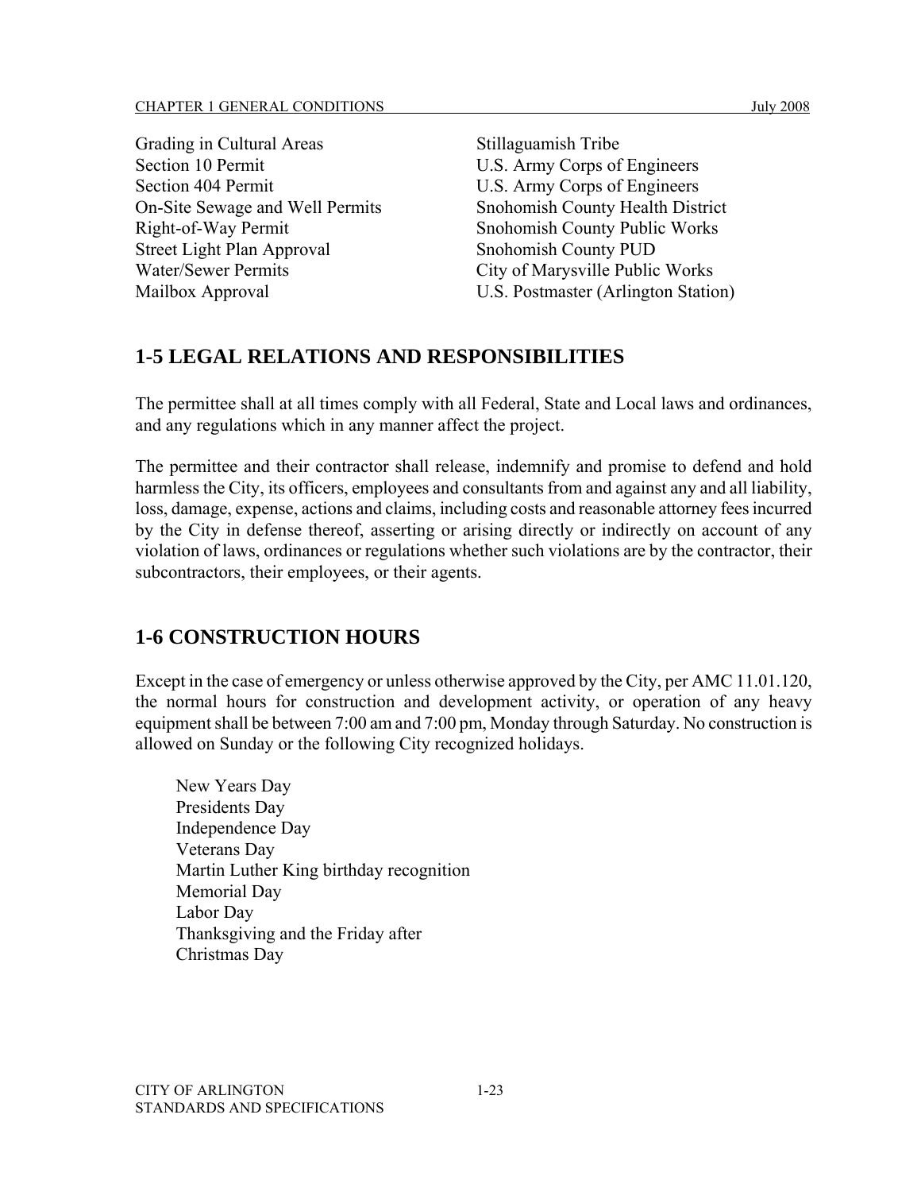| | |
|---|---|
| Grading in Cultural Areas | Stillaguamish Tribe |
| Section 10 Permit | U.S. Army Corps of Engineers |
| Section 404 Permit | U.S. Army Corps of Engineers |
| On-Site Sewage and Well Permits | Snohomish County Health District |
| Right-of-Way Permit | Snohomish County Public Works |
| Street Light Plan Approval | Snohomish County PUD |
| Water/Sewer Permits | City of Marysville Public Works |
| Mailbox Approval | U.S. Postmaster (Arlington Station) |

## 1-5 LEGAL RELATIONS AND RESPONSIBILITIES

The permittee shall at all times comply with all Federal, State and Local laws and ordinances, and any regulations which in any manner affect the project.

The permittee and their contractor shall release, indemnify and promise to defend and hold harmless the City, its officers, employees and consultants from and against any and all liability, loss, damage, expense, actions and claims, including costs and reasonable attorney fees incurred by the City in defense thereof, asserting or arising directly or indirectly on account of any violation of laws, ordinances or regulations whether such violations are by the contractor, their subcontractors, their employees, or their agents.

## 1-6 CONSTRUCTION HOURS

Except in the case of emergency or unless otherwise approved by the City, per AMC 11.01.120, the normal hours for construction and development activity, or operation of any heavy equipment shall be between 7:00 am and 7:00 pm, Monday through Saturday. No construction is allowed on Sunday or the following City recognized holidays.

- New Years Day
- Presidents Day
- Independence Day
- Veterans Day
- Martin Luther King birthday recognition
- Memorial Day
- Labor Day
- Thanksgiving and the Friday after
- Christmas Day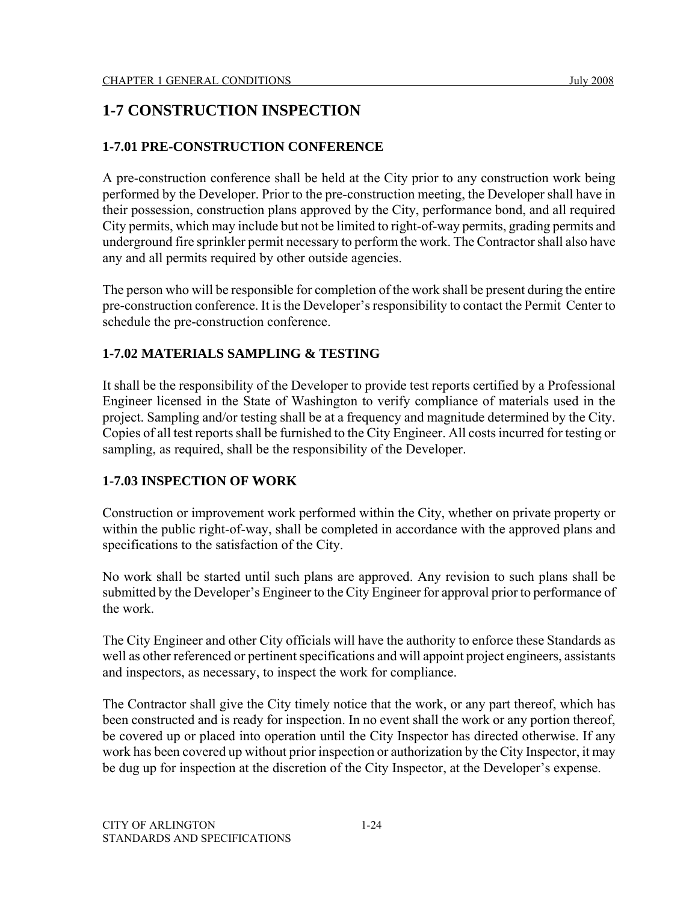# 1-7 CONSTRUCTION INSPECTION

## 1-7.01 PRE-CONSTRUCTION CONFERENCE

A pre-construction conference shall be held at the City prior to any construction work being performed by the Developer. Prior to the pre-construction meeting, the Developer shall have in their possession, construction plans approved by the City, performance bond, and all required City permits, which may include but not be limited to right-of-way permits, grading permits and underground fire sprinkler permit necessary to perform the work. The Contractor shall also have any and all permits required by other outside agencies.

The person who will be responsible for completion of the work shall be present during the entire pre-construction conference. It is the Developer's responsibility to contact the Permit Center to schedule the pre-construction conference.

## 1-7.02 MATERIALS SAMPLING & TESTING

It shall be the responsibility of the Developer to provide test reports certified by a Professional Engineer licensed in the State of Washington to verify compliance of materials used in the project. Sampling and/or testing shall be at a frequency and magnitude determined by the City. Copies of all test reports shall be furnished to the City Engineer. All costs incurred for testing or sampling, as required, shall be the responsibility of the Developer.

## 1-7.03 INSPECTION OF WORK

Construction or improvement work performed within the City, whether on private property or within the public right-of-way, shall be completed in accordance with the approved plans and specifications to the satisfaction of the City.

No work shall be started until such plans are approved. Any revision to such plans shall be submitted by the Developer's Engineer to the City Engineer for approval prior to performance of the work.

The City Engineer and other City officials will have the authority to enforce these Standards as well as other referenced or pertinent specifications and will appoint project engineers, assistants and inspectors, as necessary, to inspect the work for compliance.

The Contractor shall give the City timely notice that the work, or any part thereof, which has been constructed and is ready for inspection. In no event shall the work or any portion thereof, be covered up or placed into operation until the City Inspector has directed otherwise. If any work has been covered up without prior inspection or authorization by the City Inspector, it may be dug up for inspection at the discretion of the City Inspector, at the Developer's expense.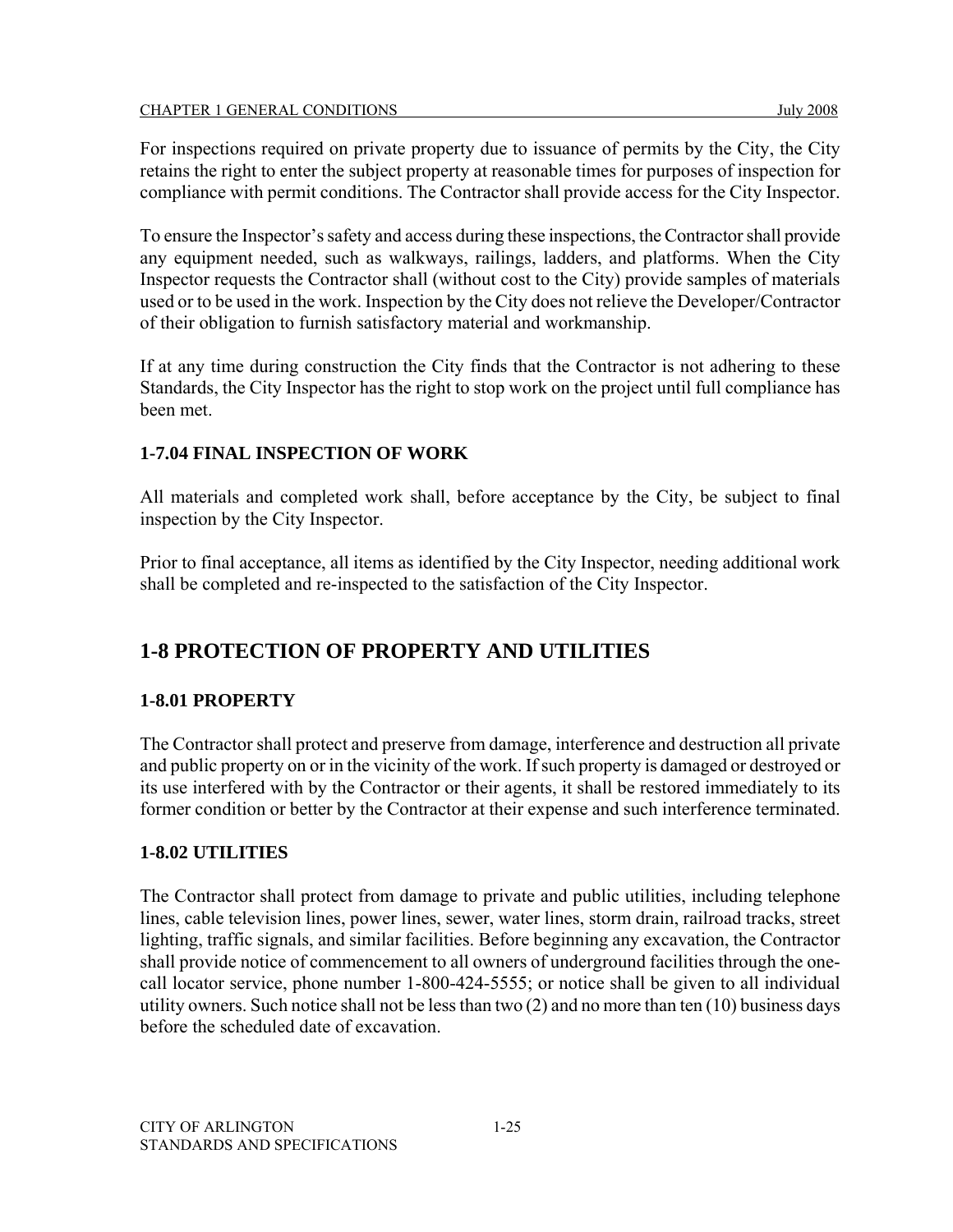For inspections required on private property due to issuance of permits by the City, the City retains the right to enter the subject property at reasonable times for purposes of inspection for compliance with permit conditions. The Contractor shall provide access for the City Inspector.

To ensure the Inspector's safety and access during these inspections, the Contractor shall provide any equipment needed, such as walkways, railings, ladders, and platforms. When the City Inspector requests the Contractor shall (without cost to the City) provide samples of materials used or to be used in the work. Inspection by the City does not relieve the Developer/Contractor of their obligation to furnish satisfactory material and workmanship.

If at any time during construction the City finds that the Contractor is not adhering to these Standards, the City Inspector has the right to stop work on the project until full compliance has been met.

### 1-7.04 FINAL INSPECTION OF WORK

All materials and completed work shall, before acceptance by the City, be subject to final inspection by the City Inspector.

Prior to final acceptance, all items as identified by the City Inspector, needing additional work shall be completed and re-inspected to the satisfaction of the City Inspector.

## 1-8 PROTECTION OF PROPERTY AND UTILITIES

### 1-8.01 PROPERTY

The Contractor shall protect and preserve from damage, interference and destruction all private and public property on or in the vicinity of the work. If such property is damaged or destroyed or its use interfered with by the Contractor or their agents, it shall be restored immediately to its former condition or better by the Contractor at their expense and such interference terminated.

### 1-8.02 UTILITIES

The Contractor shall protect from damage to private and public utilities, including telephone lines, cable television lines, power lines, sewer, water lines, storm drain, railroad tracks, street lighting, traffic signals, and similar facilities. Before beginning any excavation, the Contractor shall provide notice of commencement to all owners of underground facilities through the one-call locator service, phone number 1-800-424-5555; or notice shall be given to all individual utility owners. Such notice shall not be less than two (2) and no more than ten (10) business days before the scheduled date of excavation.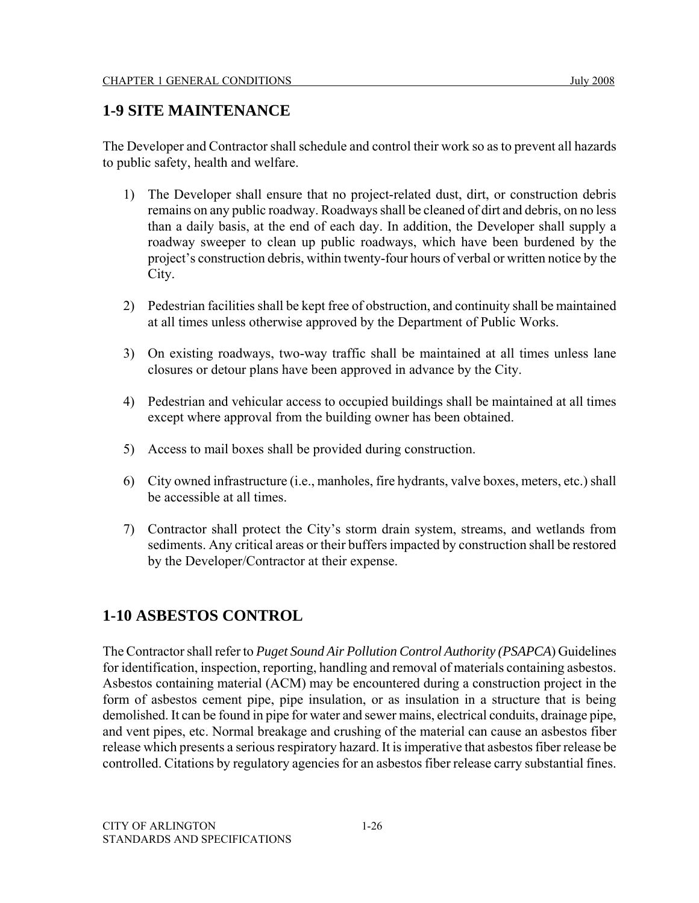## 1-9 SITE MAINTENANCE

The Developer and Contractor shall schedule and control their work so as to prevent all hazards to public safety, health and welfare.

1) The Developer shall ensure that no project-related dust, dirt, or construction debris remains on any public roadway. Roadways shall be cleaned of dirt and debris, on no less than a daily basis, at the end of each day. In addition, the Developer shall supply a roadway sweeper to clean up public roadways, which have been burdened by the project's construction debris, within twenty-four hours of verbal or written notice by the City.

2) Pedestrian facilities shall be kept free of obstruction, and continuity shall be maintained at all times unless otherwise approved by the Department of Public Works.

3) On existing roadways, two-way traffic shall be maintained at all times unless lane closures or detour plans have been approved in advance by the City.

4) Pedestrian and vehicular access to occupied buildings shall be maintained at all times except where approval from the building owner has been obtained.

5) Access to mail boxes shall be provided during construction.

6) City owned infrastructure (i.e., manholes, fire hydrants, valve boxes, meters, etc.) shall be accessible at all times.

7) Contractor shall protect the City's storm drain system, streams, and wetlands from sediments. Any critical areas or their buffers impacted by construction shall be restored by the Developer/Contractor at their expense.

## 1-10 ASBESTOS CONTROL

The Contractor shall refer to *Puget Sound Air Pollution Control Authority (PSAPCA*) Guidelines for identification, inspection, reporting, handling and removal of materials containing asbestos. Asbestos containing material (ACM) may be encountered during a construction project in the form of asbestos cement pipe, pipe insulation, or as insulation in a structure that is being demolished. It can be found in pipe for water and sewer mains, electrical conduits, drainage pipe, and vent pipes, etc. Normal breakage and crushing of the material can cause an asbestos fiber release which presents a serious respiratory hazard. It is imperative that asbestos fiber release be controlled. Citations by regulatory agencies for an asbestos fiber release carry substantial fines.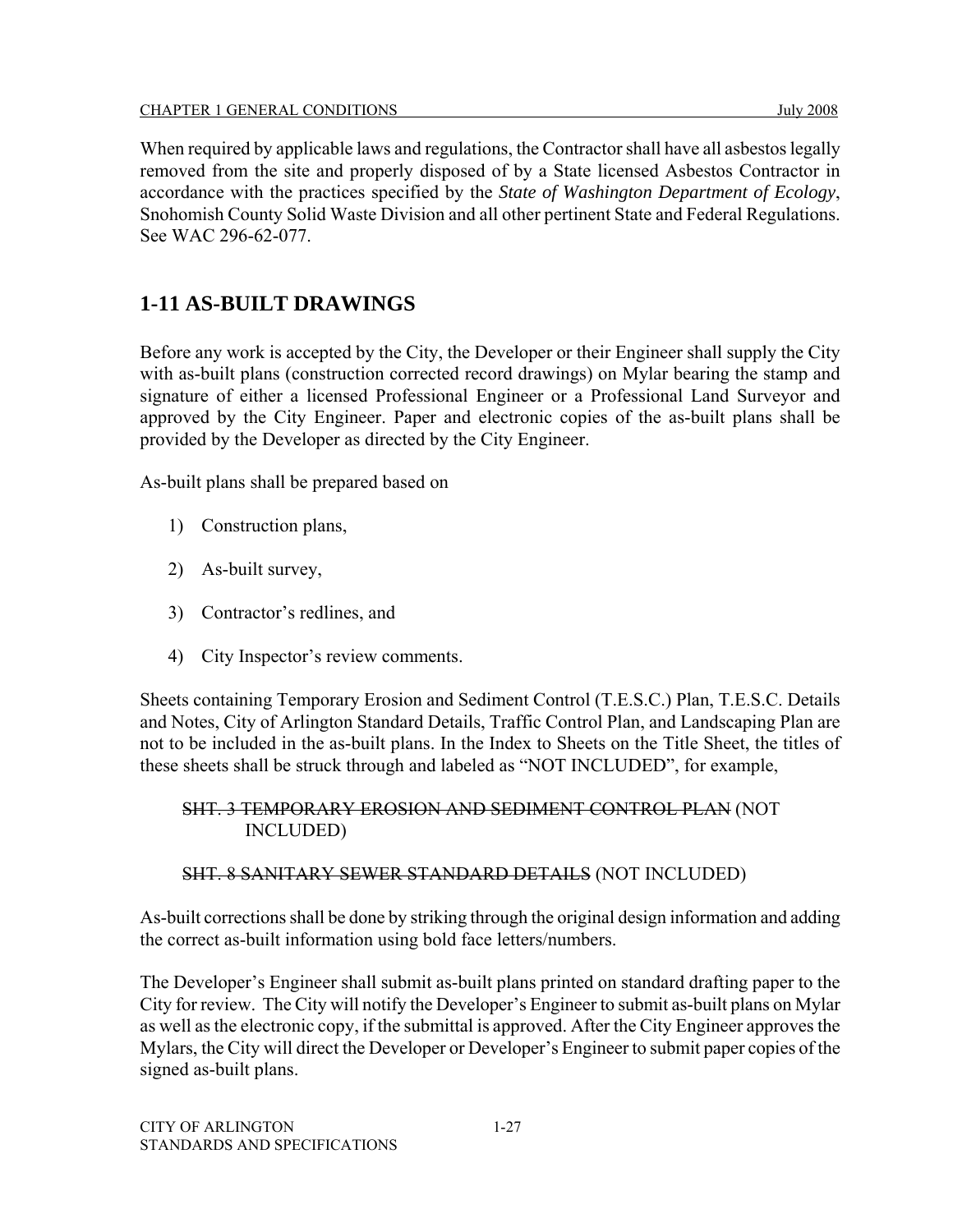When required by applicable laws and regulations, the Contractor shall have all asbestos legally removed from the site and properly disposed of by a State licensed Asbestos Contractor in accordance with the practices specified by the *State of Washington Department of Ecology*, Snohomish County Solid Waste Division and all other pertinent State and Federal Regulations. See WAC 296-62-077.

## 1-11 AS-BUILT DRAWINGS

Before any work is accepted by the City, the Developer or their Engineer shall supply the City with as-built plans (construction corrected record drawings) on Mylar bearing the stamp and signature of either a licensed Professional Engineer or a Professional Land Surveyor and approved by the City Engineer. Paper and electronic copies of the as-built plans shall be provided by the Developer as directed by the City Engineer.

As-built plans shall be prepared based on

1) Construction plans,
2) As-built survey,
3) Contractor's redlines, and
4) City Inspector's review comments.

Sheets containing Temporary Erosion and Sediment Control (T.E.S.C.) Plan, T.E.S.C. Details and Notes, City of Arlington Standard Details, Traffic Control Plan, and Landscaping Plan are not to be included in the as-built plans. In the Index to Sheets on the Title Sheet, the titles of these sheets shall be struck through and labeled as "NOT INCLUDED", for example,

~~SHT. 3 TEMPORARY EROSION AND SEDIMENT CONTROL PLAN~~ (NOT INCLUDED)

~~SHT. 8 SANITARY SEWER STANDARD DETAILS~~ (NOT INCLUDED)

As-built corrections shall be done by striking through the original design information and adding the correct as-built information using bold face letters/numbers.

The Developer's Engineer shall submit as-built plans printed on standard drafting paper to the City for review. The City will notify the Developer's Engineer to submit as-built plans on Mylar as well as the electronic copy, if the submittal is approved. After the City Engineer approves the Mylars, the City will direct the Developer or Developer's Engineer to submit paper copies of the signed as-built plans.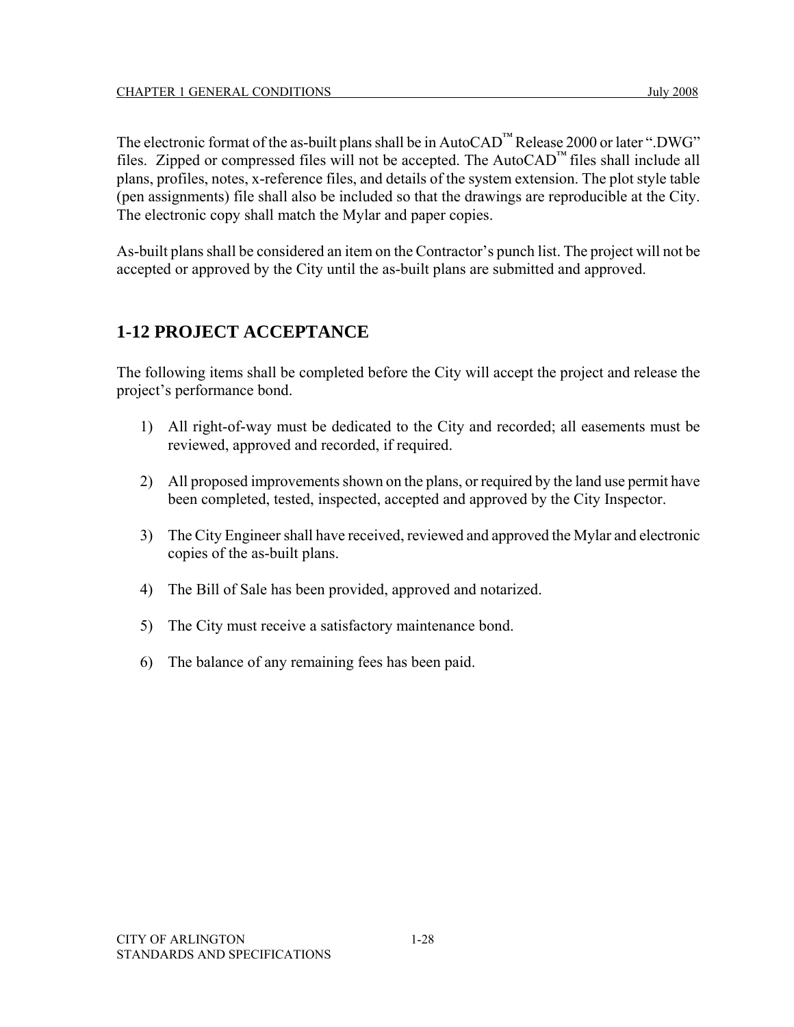The electronic format of the as-built plans shall be in AutoCAD™ Release 2000 or later ".DWG" files. Zipped or compressed files will not be accepted. The AutoCAD™ files shall include all plans, profiles, notes, x-reference files, and details of the system extension. The plot style table (pen assignments) file shall also be included so that the drawings are reproducible at the City. The electronic copy shall match the Mylar and paper copies.

As-built plans shall be considered an item on the Contractor's punch list. The project will not be accepted or approved by the City until the as-built plans are submitted and approved.

## 1-12 PROJECT ACCEPTANCE

The following items shall be completed before the City will accept the project and release the project's performance bond.

1) All right-of-way must be dedicated to the City and recorded; all easements must be reviewed, approved and recorded, if required.

2) All proposed improvements shown on the plans, or required by the land use permit have been completed, tested, inspected, accepted and approved by the City Inspector.

3) The City Engineer shall have received, reviewed and approved the Mylar and electronic copies of the as-built plans.

4) The Bill of Sale has been provided, approved and notarized.

5) The City must receive a satisfactory maintenance bond.

6) The balance of any remaining fees has been paid.